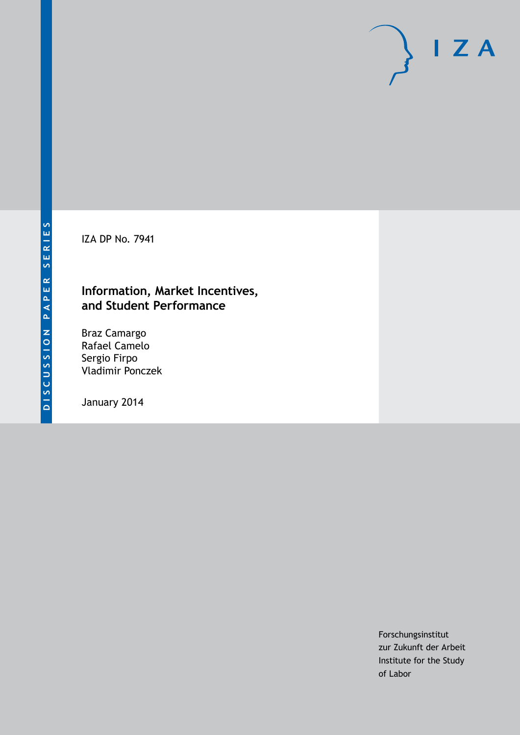DISCUSSION PAPER SERIES

IZA DP No. 7941

# Information, Market Incentives, and Student Performance

Braz Camargo
Rafael Camelo
Sergio Firpo
Vladimir Ponczek

January 2014

IZA

Forschungsinstitut
zur Zukunft der Arbeit
Institute for the Study
of Labor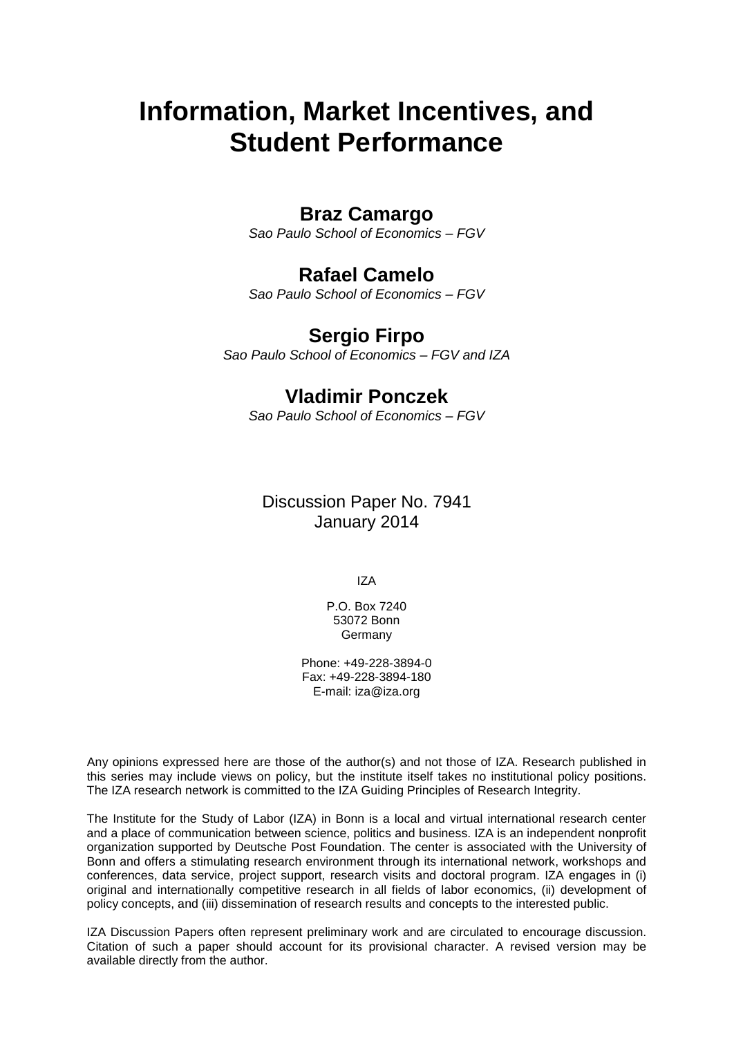# Information, Market Incentives, and Student Performance

## Braz Camargo

*Sao Paulo School of Economics – FGV*

## Rafael Camelo

*Sao Paulo School of Economics – FGV*

## Sergio Firpo

*Sao Paulo School of Economics – FGV and IZA*

## Vladimir Ponczek

*Sao Paulo School of Economics – FGV*

Discussion Paper No. 7941
January 2014

IZA

P.O. Box 7240
53072 Bonn
Germany

Phone: +49-228-3894-0
Fax: +49-228-3894-180
E-mail: iza@iza.org

Any opinions expressed here are those of the author(s) and not those of IZA. Research published in this series may include views on policy, but the institute itself takes no institutional policy positions. The IZA research network is committed to the IZA Guiding Principles of Research Integrity.

The Institute for the Study of Labor (IZA) in Bonn is a local and virtual international research center and a place of communication between science, politics and business. IZA is an independent nonprofit organization supported by Deutsche Post Foundation. The center is associated with the University of Bonn and offers a stimulating research environment through its international network, workshops and conferences, data service, project support, research visits and doctoral program. IZA engages in (i) original and internationally competitive research in all fields of labor economics, (ii) development of policy concepts, and (iii) dissemination of research results and concepts to the interested public.

IZA Discussion Papers often represent preliminary work and are circulated to encourage discussion. Citation of such a paper should account for its provisional character. A revised version may be available directly from the author.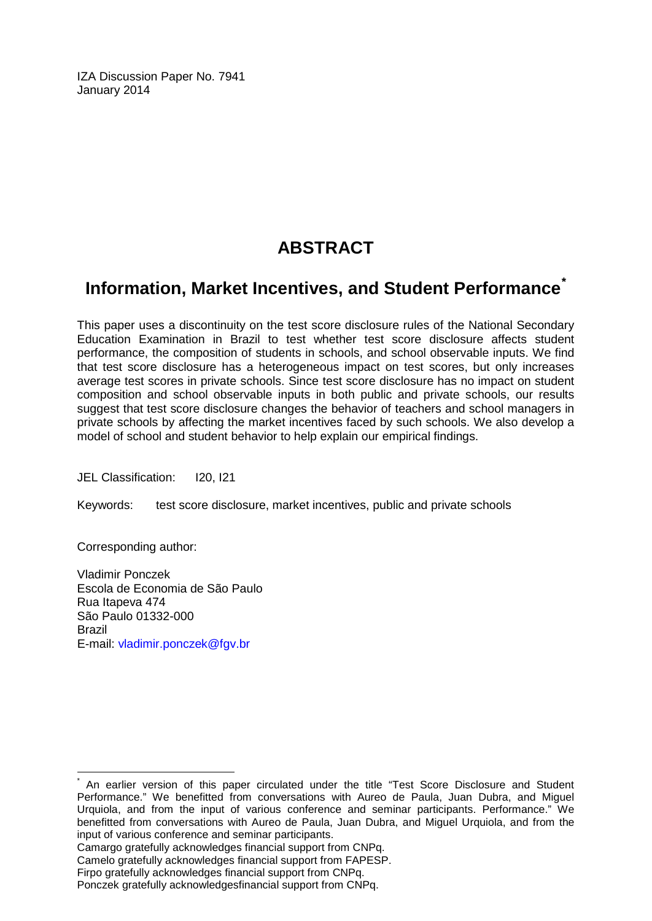IZA Discussion Paper No. 7941
January 2014

# ABSTRACT

## Information, Market Incentives, and Student Performance*

This paper uses a discontinuity on the test score disclosure rules of the National Secondary Education Examination in Brazil to test whether test score disclosure affects student performance, the composition of students in schools, and school observable inputs. We find that test score disclosure has a heterogeneous impact on test scores, but only increases average test scores in private schools. Since test score disclosure has no impact on student composition and school observable inputs in both public and private schools, our results suggest that test score disclosure changes the behavior of teachers and school managers in private schools by affecting the market incentives faced by such schools. We also develop a model of school and student behavior to help explain our empirical findings.

JEL Classification: I20, I21

Keywords: test score disclosure, market incentives, public and private schools

Corresponding author:

Vladimir Ponczek
Escola de Economia de São Paulo
Rua Itapeva 474
São Paulo 01332-000
Brazil
E-mail: vladimir.ponczek@fgv.br

---

\* An earlier version of this paper circulated under the title "Test Score Disclosure and Student Performance." We benefitted from conversations with Aureo de Paula, Juan Dubra, and Miguel Urquiola, and from the input of various conference and seminar participants. Performance." We benefitted from conversations with Aureo de Paula, Juan Dubra, and Miguel Urquiola, and from the input of various conference and seminar participants.

Camargo gratefully acknowledges financial support from CNPq.

Camelo gratefully acknowledges financial support from FAPESP.

Firpo gratefully acknowledges financial support from CNPq.

Ponczek gratefully acknowledgesfinancial support from CNPq.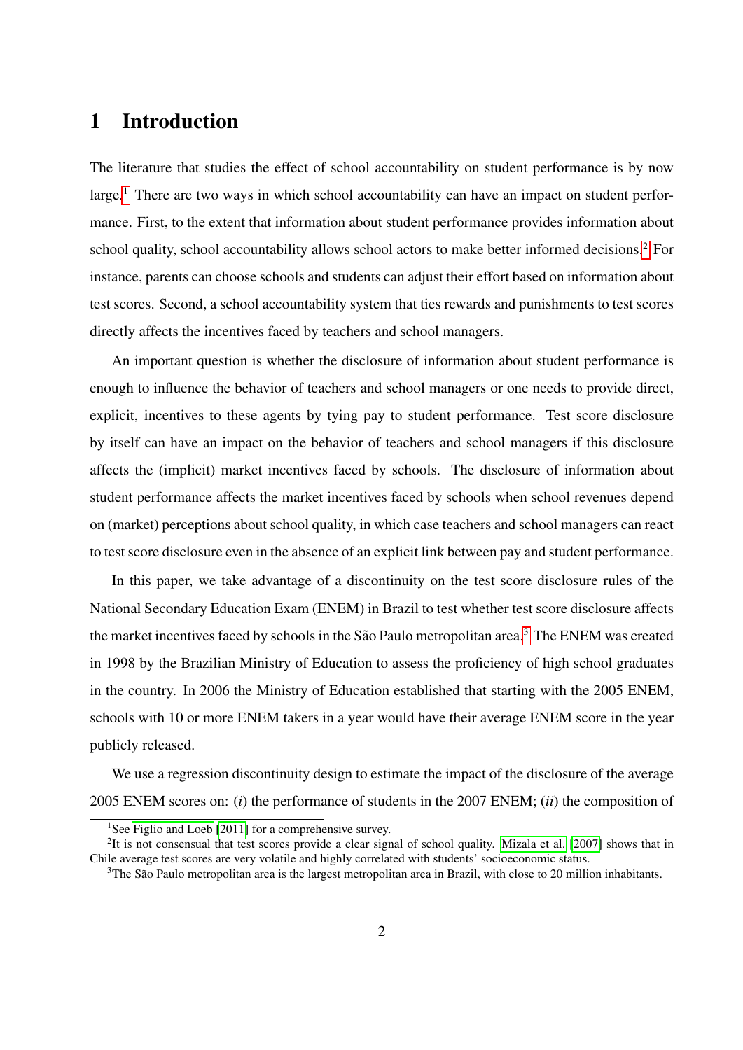# 1 Introduction

The literature that studies the effect of school accountability on student performance is by now large.[1] There are two ways in which school accountability can have an impact on student performance. First, to the extent that information about student performance provides information about school quality, school accountability allows school actors to make better informed decisions.[2] For instance, parents can choose schools and students can adjust their effort based on information about test scores. Second, a school accountability system that ties rewards and punishments to test scores directly affects the incentives faced by teachers and school managers.

An important question is whether the disclosure of information about student performance is enough to influence the behavior of teachers and school managers or one needs to provide direct, explicit, incentives to these agents by tying pay to student performance. Test score disclosure by itself can have an impact on the behavior of teachers and school managers if this disclosure affects the (implicit) market incentives faced by schools. The disclosure of information about student performance affects the market incentives faced by schools when school revenues depend on (market) perceptions about school quality, in which case teachers and school managers can react to test score disclosure even in the absence of an explicit link between pay and student performance.

In this paper, we take advantage of a discontinuity on the test score disclosure rules of the National Secondary Education Exam (ENEM) in Brazil to test whether test score disclosure affects the market incentives faced by schools in the São Paulo metropolitan area.[3] The ENEM was created in 1998 by the Brazilian Ministry of Education to assess the proficiency of high school graduates in the country. In 2006 the Ministry of Education established that starting with the 2005 ENEM, schools with 10 or more ENEM takers in a year would have their average ENEM score in the year publicly released.

We use a regression discontinuity design to estimate the impact of the disclosure of the average 2005 ENEM scores on: (*i*) the performance of students in the 2007 ENEM; (*ii*) the composition of

---

[1] See Figlio and Loeb [2011] for a comprehensive survey.

[2] It is not consensual that test scores provide a clear signal of school quality. Mizala et al. [2007] shows that in Chile average test scores are very volatile and highly correlated with students' socioeconomic status.

[3] The São Paulo metropolitan area is the largest metropolitan area in Brazil, with close to 20 million inhabitants.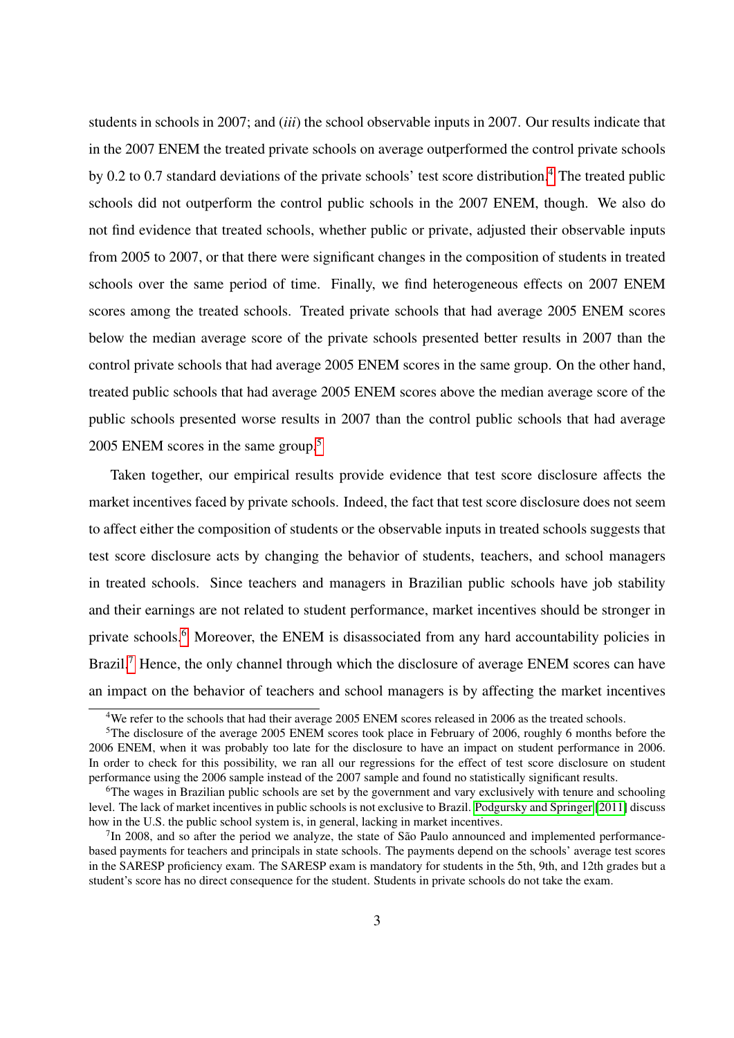students in schools in 2007; and (*iii*) the school observable inputs in 2007. Our results indicate that in the 2007 ENEM the treated private schools on average outperformed the control private schools by 0.2 to 0.7 standard deviations of the private schools' test score distribution.[4] The treated public schools did not outperform the control public schools in the 2007 ENEM, though. We also do not find evidence that treated schools, whether public or private, adjusted their observable inputs from 2005 to 2007, or that there were significant changes in the composition of students in treated schools over the same period of time. Finally, we find heterogeneous effects on 2007 ENEM scores among the treated schools. Treated private schools that had average 2005 ENEM scores below the median average score of the private schools presented better results in 2007 than the control private schools that had average 2005 ENEM scores in the same group. On the other hand, treated public schools that had average 2005 ENEM scores above the median average score of the public schools presented worse results in 2007 than the control public schools that had average 2005 ENEM scores in the same group.[5]

Taken together, our empirical results provide evidence that test score disclosure affects the market incentives faced by private schools. Indeed, the fact that test score disclosure does not seem to affect either the composition of students or the observable inputs in treated schools suggests that test score disclosure acts by changing the behavior of students, teachers, and school managers in treated schools. Since teachers and managers in Brazilian public schools have job stability and their earnings are not related to student performance, market incentives should be stronger in private schools.[6] Moreover, the ENEM is disassociated from any hard accountability policies in Brazil.[7] Hence, the only channel through which the disclosure of average ENEM scores can have an impact on the behavior of teachers and school managers is by affecting the market incentives

[4] We refer to the schools that had their average 2005 ENEM scores released in 2006 as the treated schools.

[5] The disclosure of the average 2005 ENEM scores took place in February of 2006, roughly 6 months before the 2006 ENEM, when it was probably too late for the disclosure to have an impact on student performance in 2006. In order to check for this possibility, we ran all our regressions for the effect of test score disclosure on student performance using the 2006 sample instead of the 2007 sample and found no statistically significant results.

[6] The wages in Brazilian public schools are set by the government and vary exclusively with tenure and schooling level. The lack of market incentives in public schools is not exclusive to Brazil. Podgursky and Springer (2011) discuss how in the U.S. the public school system is, in general, lacking in market incentives.

[7] In 2008, and so after the period we analyze, the state of São Paulo announced and implemented performance-based payments for teachers and principals in state schools. The payments depend on the schools' average test scores in the SARESP proficiency exam. The SARESP exam is mandatory for students in the 5th, 9th, and 12th grades but a student's score has no direct consequence for the student. Students in private schools do not take the exam.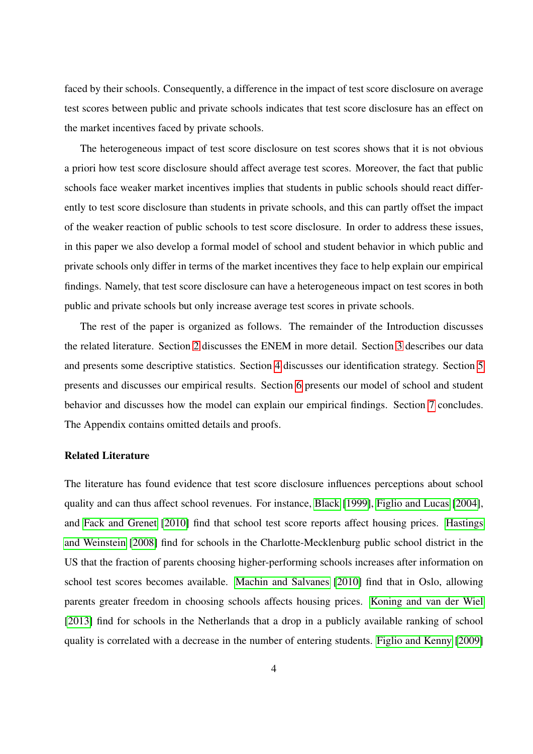faced by their schools. Consequently, a difference in the impact of test score disclosure on average test scores between public and private schools indicates that test score disclosure has an effect on the market incentives faced by private schools.

The heterogeneous impact of test score disclosure on test scores shows that it is not obvious a priori how test score disclosure should affect average test scores. Moreover, the fact that public schools face weaker market incentives implies that students in public schools should react differently to test score disclosure than students in private schools, and this can partly offset the impact of the weaker reaction of public schools to test score disclosure. In order to address these issues, in this paper we also develop a formal model of school and student behavior in which public and private schools only differ in terms of the market incentives they face to help explain our empirical findings. Namely, that test score disclosure can have a heterogeneous impact on test scores in both public and private schools but only increase average test scores in private schools.

The rest of the paper is organized as follows. The remainder of the Introduction discusses the related literature. Section 2 discusses the ENEM in more detail. Section 3 describes our data and presents some descriptive statistics. Section 4 discusses our identification strategy. Section 5 presents and discusses our empirical results. Section 6 presents our model of school and student behavior and discusses how the model can explain our empirical findings. Section 7 concludes. The Appendix contains omitted details and proofs.

### Related Literature

The literature has found evidence that test score disclosure influences perceptions about school quality and can thus affect school revenues. For instance, Black [1999], Figlio and Lucas [2004], and Fack and Grenet [2010] find that school test score reports affect housing prices. Hastings and Weinstein [2008] find for schools in the Charlotte-Mecklenburg public school district in the US that the fraction of parents choosing higher-performing schools increases after information on school test scores becomes available. Machin and Salvanes [2010] find that in Oslo, allowing parents greater freedom in choosing schools affects housing prices. Koning and van der Wiel [2013] find for schools in the Netherlands that a drop in a publicly available ranking of school quality is correlated with a decrease in the number of entering students. Figlio and Kenny [2009]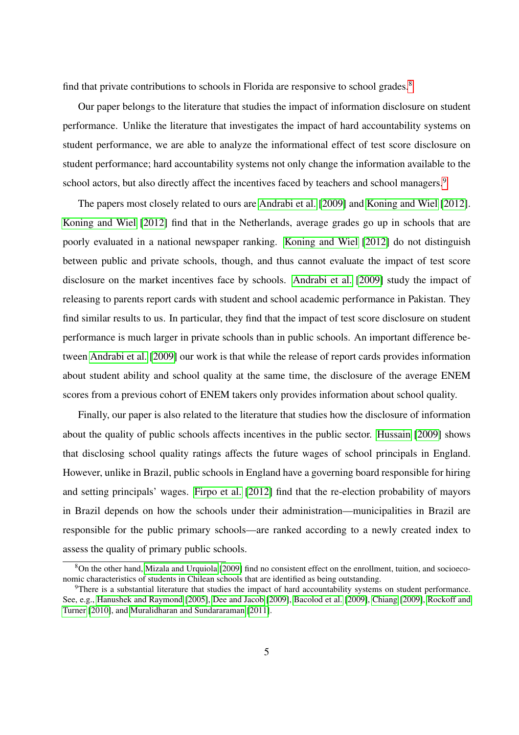find that private contributions to schools in Florida are responsive to school grades.[8]

Our paper belongs to the literature that studies the impact of information disclosure on student performance. Unlike the literature that investigates the impact of hard accountability systems on student performance, we are able to analyze the informational effect of test score disclosure on student performance; hard accountability systems not only change the information available to the school actors, but also directly affect the incentives faced by teachers and school managers.[9]

The papers most closely related to ours are Andrabi et al. [2009] and Koning and Wiel [2012]. Koning and Wiel [2012] find that in the Netherlands, average grades go up in schools that are poorly evaluated in a national newspaper ranking. Koning and Wiel [2012] do not distinguish between public and private schools, though, and thus cannot evaluate the impact of test score disclosure on the market incentives face by schools. Andrabi et al. [2009] study the impact of releasing to parents report cards with student and school academic performance in Pakistan. They find similar results to us. In particular, they find that the impact of test score disclosure on student performance is much larger in private schools than in public schools. An important difference between Andrabi et al. [2009] our work is that while the release of report cards provides information about student ability and school quality at the same time, the disclosure of the average ENEM scores from a previous cohort of ENEM takers only provides information about school quality.

Finally, our paper is also related to the literature that studies how the disclosure of information about the quality of public schools affects incentives in the public sector. Hussain [2009] shows that disclosing school quality ratings affects the future wages of school principals in England. However, unlike in Brazil, public schools in England have a governing board responsible for hiring and setting principals' wages. Firpo et al. [2012] find that the re-election probability of mayors in Brazil depends on how the schools under their administration—municipalities in Brazil are responsible for the public primary schools—are ranked according to a newly created index to assess the quality of primary public schools.

---

[8] On the other hand, Mizala and Urquiola [2009] find no consistent effect on the enrollment, tuition, and socioeconomic characteristics of students in Chilean schools that are identified as being outstanding.

[9] There is a substantial literature that studies the impact of hard accountability systems on student performance. See, e.g., Hanushek and Raymond [2005], Dee and Jacob [2009], Bacolod et al. [2009], Chiang [2009], Rockoff and Turner [2010], and Muralidharan and Sundararaman [2011].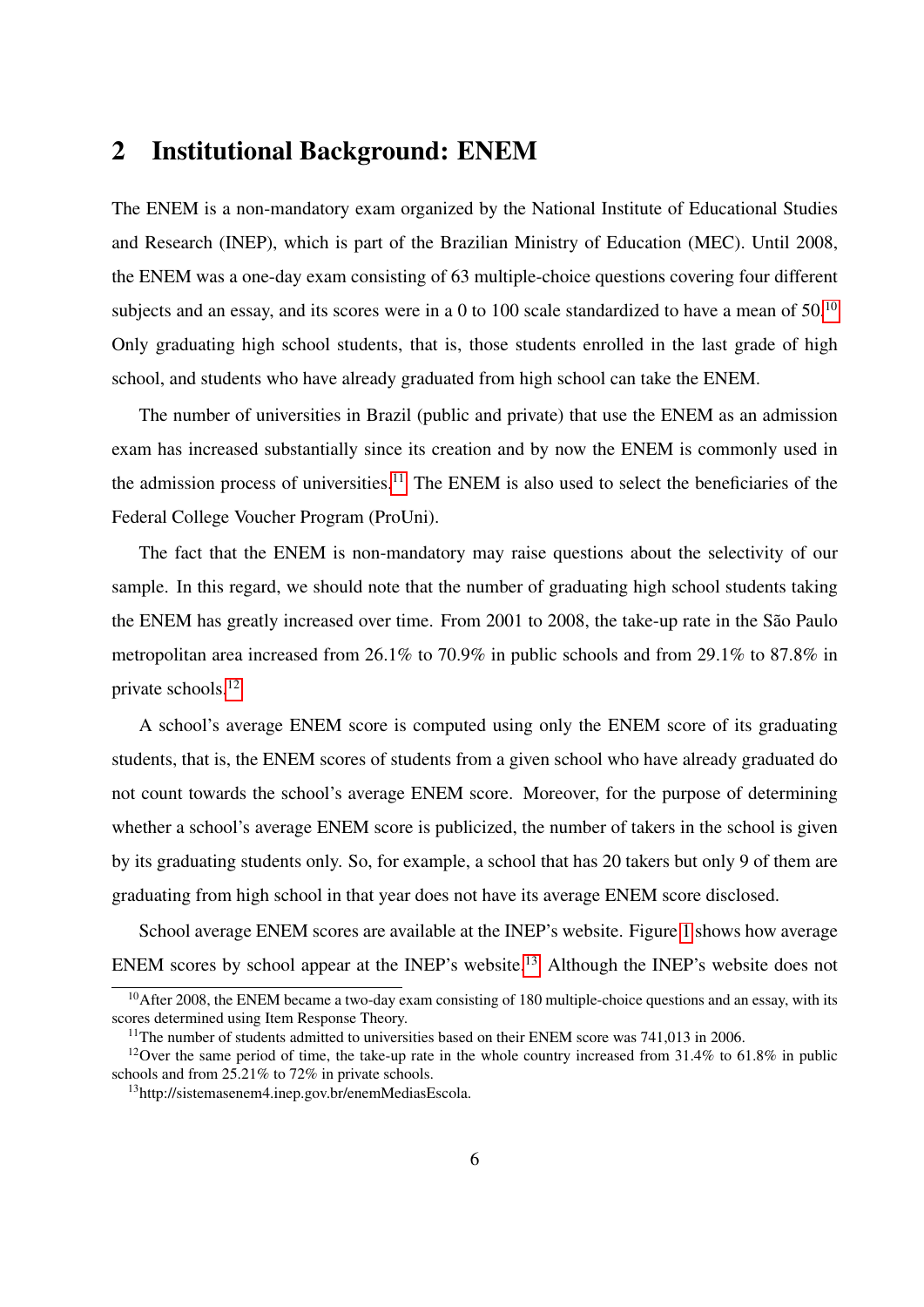## 2 Institutional Background: ENEM

The ENEM is a non-mandatory exam organized by the National Institute of Educational Studies and Research (INEP), which is part of the Brazilian Ministry of Education (MEC). Until 2008, the ENEM was a one-day exam consisting of 63 multiple-choice questions covering four different subjects and an essay, and its scores were in a 0 to 100 scale standardized to have a mean of 50.[10] Only graduating high school students, that is, those students enrolled in the last grade of high school, and students who have already graduated from high school can take the ENEM.

The number of universities in Brazil (public and private) that use the ENEM as an admission exam has increased substantially since its creation and by now the ENEM is commonly used in the admission process of universities.[11] The ENEM is also used to select the beneficiaries of the Federal College Voucher Program (ProUni).

The fact that the ENEM is non-mandatory may raise questions about the selectivity of our sample. In this regard, we should note that the number of graduating high school students taking the ENEM has greatly increased over time. From 2001 to 2008, the take-up rate in the São Paulo metropolitan area increased from 26.1% to 70.9% in public schools and from 29.1% to 87.8% in private schools.[12]

A school's average ENEM score is computed using only the ENEM score of its graduating students, that is, the ENEM scores of students from a given school who have already graduated do not count towards the school's average ENEM score. Moreover, for the purpose of determining whether a school's average ENEM score is publicized, the number of takers in the school is given by its graduating students only. So, for example, a school that has 20 takers but only 9 of them are graduating from high school in that year does not have its average ENEM score disclosed.

School average ENEM scores are available at the INEP's website. Figure 1 shows how average ENEM scores by school appear at the INEP's website.[13] Although the INEP's website does not

---

[10] After 2008, the ENEM became a two-day exam consisting of 180 multiple-choice questions and an essay, with its scores determined using Item Response Theory.

[11] The number of students admitted to universities based on their ENEM score was 741,013 in 2006.

[12] Over the same period of time, the take-up rate in the whole country increased from 31.4% to 61.8% in public schools and from 25.21% to 72% in private schools.

[13] http://sistemasenem4.inep.gov.br/enemMediasEscola.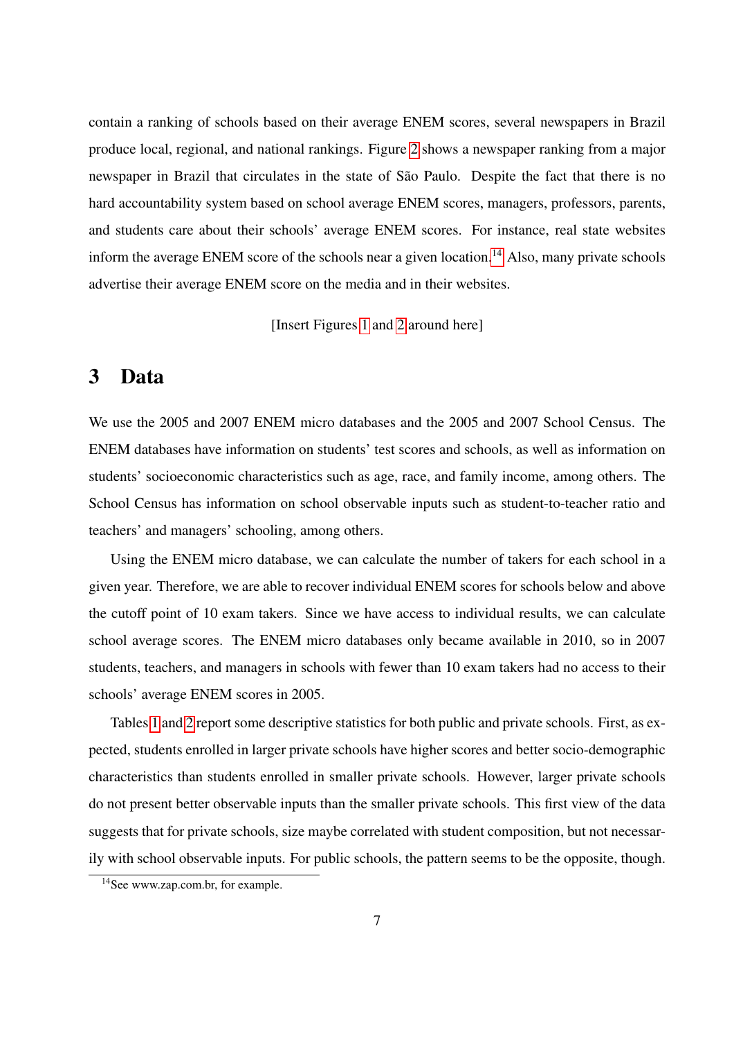contain a ranking of schools based on their average ENEM scores, several newspapers in Brazil produce local, regional, and national rankings. Figure 2 shows a newspaper ranking from a major newspaper in Brazil that circulates in the state of São Paulo. Despite the fact that there is no hard accountability system based on school average ENEM scores, managers, professors, parents, and students care about their schools' average ENEM scores. For instance, real state websites inform the average ENEM score of the schools near a given location.[14] Also, many private schools advertise their average ENEM score on the media and in their websites.

[Insert Figures 1 and 2 around here]

# 3 Data

We use the 2005 and 2007 ENEM micro databases and the 2005 and 2007 School Census. The ENEM databases have information on students' test scores and schools, as well as information on students' socioeconomic characteristics such as age, race, and family income, among others. The School Census has information on school observable inputs such as student-to-teacher ratio and teachers' and managers' schooling, among others.

Using the ENEM micro database, we can calculate the number of takers for each school in a given year. Therefore, we are able to recover individual ENEM scores for schools below and above the cutoff point of 10 exam takers. Since we have access to individual results, we can calculate school average scores. The ENEM micro databases only became available in 2010, so in 2007 students, teachers, and managers in schools with fewer than 10 exam takers had no access to their schools' average ENEM scores in 2005.

Tables 1 and 2 report some descriptive statistics for both public and private schools. First, as expected, students enrolled in larger private schools have higher scores and better socio-demographic characteristics than students enrolled in smaller private schools. However, larger private schools do not present better observable inputs than the smaller private schools. This first view of the data suggests that for private schools, size maybe correlated with student composition, but not necessarily with school observable inputs. For public schools, the pattern seems to be the opposite, though.

[14] See www.zap.com.br, for example.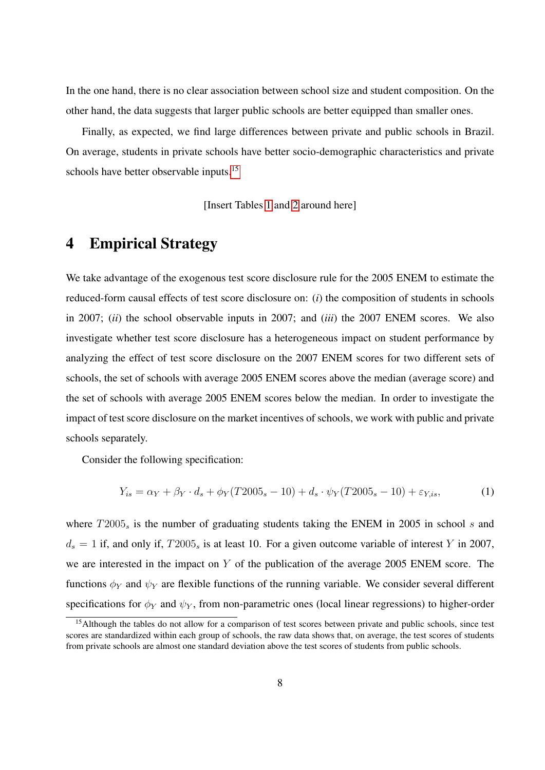In the one hand, there is no clear association between school size and student composition. On the other hand, the data suggests that larger public schools are better equipped than smaller ones.

Finally, as expected, we find large differences between private and public schools in Brazil. On average, students in private schools have better socio-demographic characteristics and private schools have better observable inputs.[15]

[Insert Tables 1 and 2 around here]

# 4 Empirical Strategy

We take advantage of the exogenous test score disclosure rule for the 2005 ENEM to estimate the reduced-form causal effects of test score disclosure on: (*i*) the composition of students in schools in 2007; (*ii*) the school observable inputs in 2007; and (*iii*) the 2007 ENEM scores. We also investigate whether test score disclosure has a heterogeneous impact on student performance by analyzing the effect of test score disclosure on the 2007 ENEM scores for two different sets of schools, the set of schools with average 2005 ENEM scores above the median (average score) and the set of schools with average 2005 ENEM scores below the median. In order to investigate the impact of test score disclosure on the market incentives of schools, we work with public and private schools separately.

Consider the following specification:

$$Y_{is} = \alpha_Y + \beta_Y \cdot d_s + \phi_Y(T2005_s - 10) + d_s \cdot \psi_Y(T2005_s - 10) + \varepsilon_{Y,is}, \tag{1}$$

where $T2005_s$ is the number of graduating students taking the ENEM in 2005 in school $s$ and $d_s = 1$ if, and only if, $T2005_s$ is at least 10. For a given outcome variable of interest $Y$ in 2007, we are interested in the impact on $Y$ of the publication of the average 2005 ENEM score. The functions $\phi_Y$ and $\psi_Y$ are flexible functions of the running variable. We consider several different specifications for $\phi_Y$ and $\psi_Y$, from non-parametric ones (local linear regressions) to higher-order

[15] Although the tables do not allow for a comparison of test scores between private and public schools, since test scores are standardized within each group of schools, the raw data shows that, on average, the test scores of students from private schools are almost one standard deviation above the test scores of students from public schools.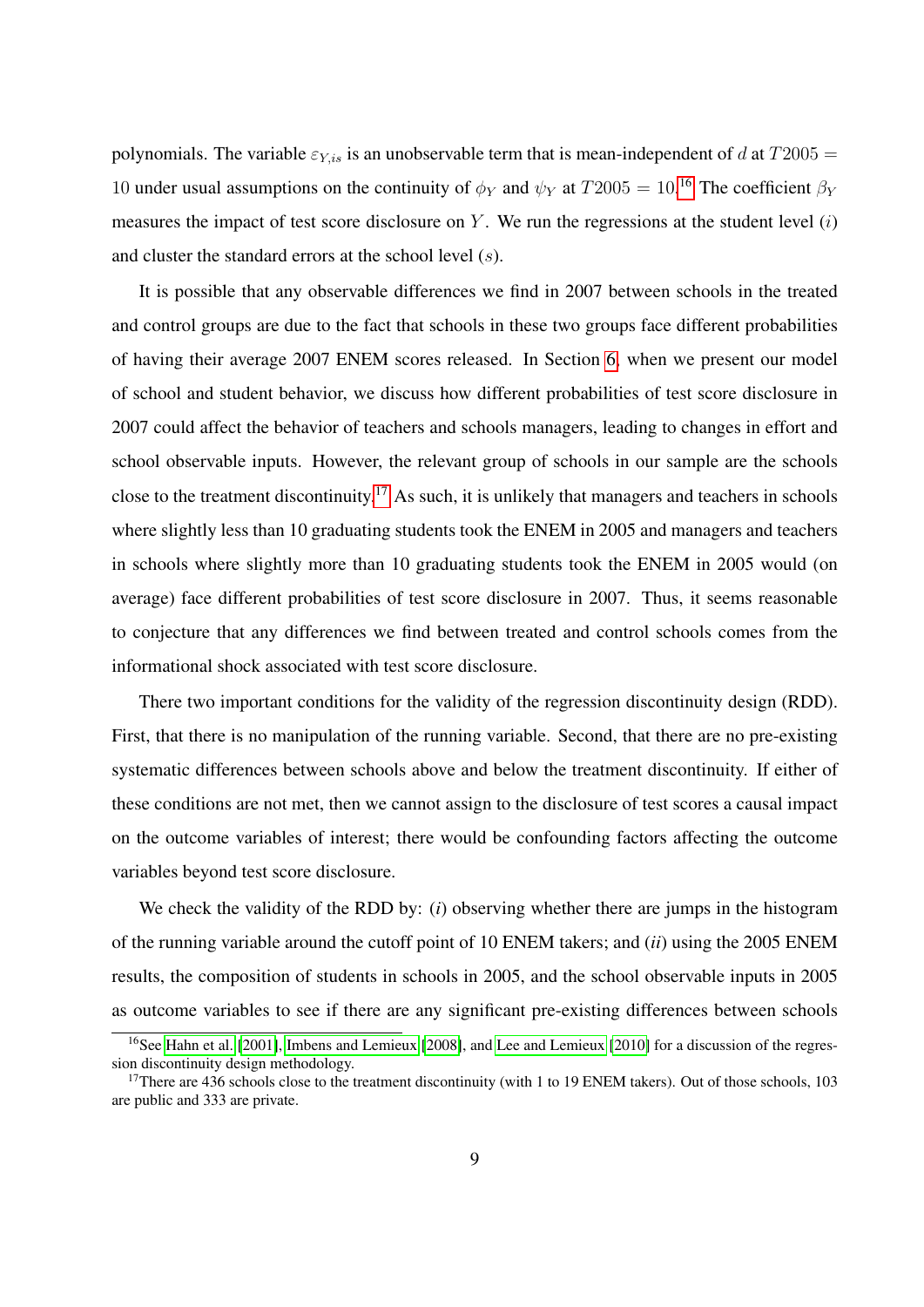polynomials. The variable $\varepsilon_{Y,is}$ is an unobservable term that is mean-independent of $d$ at $T2005 = 10$ under usual assumptions on the continuity of $\phi_Y$ and $\psi_Y$ at $T2005 = 10$.[16] The coefficient $\beta_Y$ measures the impact of test score disclosure on $Y$. We run the regressions at the student level ($i$) and cluster the standard errors at the school level ($s$).

It is possible that any observable differences we find in 2007 between schools in the treated and control groups are due to the fact that schools in these two groups face different probabilities of having their average 2007 ENEM scores released. In Section 6, when we present our model of school and student behavior, we discuss how different probabilities of test score disclosure in 2007 could affect the behavior of teachers and schools managers, leading to changes in effort and school observable inputs. However, the relevant group of schools in our sample are the schools close to the treatment discontinuity.[17] As such, it is unlikely that managers and teachers in schools where slightly less than 10 graduating students took the ENEM in 2005 and managers and teachers in schools where slightly more than 10 graduating students took the ENEM in 2005 would (on average) face different probabilities of test score disclosure in 2007. Thus, it seems reasonable to conjecture that any differences we find between treated and control schools comes from the informational shock associated with test score disclosure.

There two important conditions for the validity of the regression discontinuity design (RDD). First, that there is no manipulation of the running variable. Second, that there are no pre-existing systematic differences between schools above and below the treatment discontinuity. If either of these conditions are not met, then we cannot assign to the disclosure of test scores a causal impact on the outcome variables of interest; there would be confounding factors affecting the outcome variables beyond test score disclosure.

We check the validity of the RDD by: (*i*) observing whether there are jumps in the histogram of the running variable around the cutoff point of 10 ENEM takers; and (*ii*) using the 2005 ENEM results, the composition of students in schools in 2005, and the school observable inputs in 2005 as outcome variables to see if there are any significant pre-existing differences between schools

---

[16] See Hahn et al. [2001], Imbens and Lemieux [2008], and Lee and Lemieux [2010] for a discussion of the regression discontinuity design methodology.

[17] There are 436 schools close to the treatment discontinuity (with 1 to 19 ENEM takers). Out of those schools, 103 are public and 333 are private.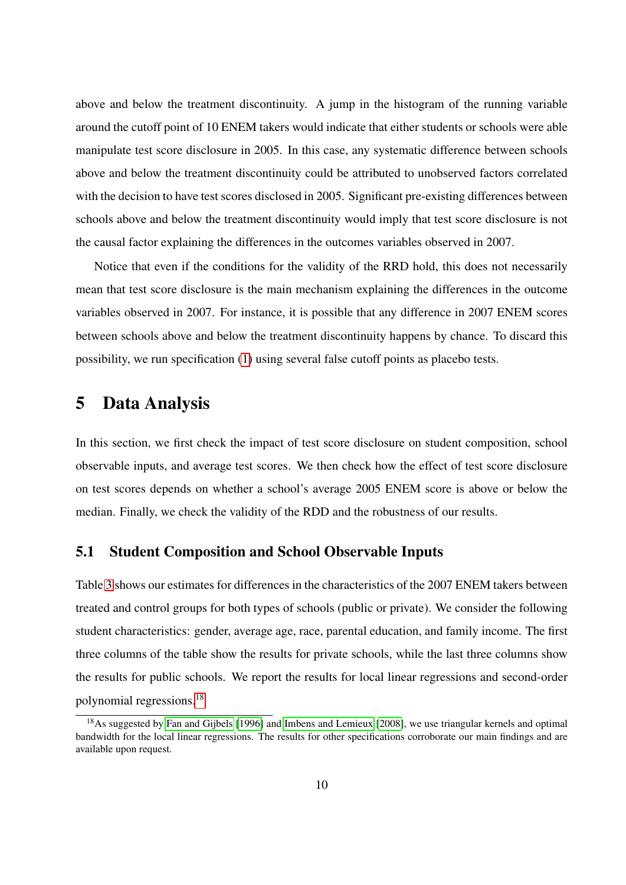above and below the treatment discontinuity. A jump in the histogram of the running variable around the cutoff point of 10 ENEM takers would indicate that either students or schools were able manipulate test score disclosure in 2005. In this case, any systematic difference between schools above and below the treatment discontinuity could be attributed to unobserved factors correlated with the decision to have test scores disclosed in 2005. Significant pre-existing differences between schools above and below the treatment discontinuity would imply that test score disclosure is not the causal factor explaining the differences in the outcomes variables observed in 2007.

Notice that even if the conditions for the validity of the RRD hold, this does not necessarily mean that test score disclosure is the main mechanism explaining the differences in the outcome variables observed in 2007. For instance, it is possible that any difference in 2007 ENEM scores between schools above and below the treatment discontinuity happens by chance. To discard this possibility, we run specification (1) using several false cutoff points as placebo tests.

# 5 Data Analysis

In this section, we first check the impact of test score disclosure on student composition, school observable inputs, and average test scores. We then check how the effect of test score disclosure on test scores depends on whether a school's average 2005 ENEM score is above or below the median. Finally, we check the validity of the RDD and the robustness of our results.

## 5.1 Student Composition and School Observable Inputs

Table 3 shows our estimates for differences in the characteristics of the 2007 ENEM takers between treated and control groups for both types of schools (public or private). We consider the following student characteristics: gender, average age, race, parental education, and family income. The first three columns of the table show the results for private schools, while the last three columns show the results for public schools. We report the results for local linear regressions and second-order polynomial regressions.[18]

[18] As suggested by Fan and Gijbels [1996] and Imbens and Lemieux [2008], we use triangular kernels and optimal bandwidth for the local linear regressions. The results for other specifications corroborate our main findings and are available upon request.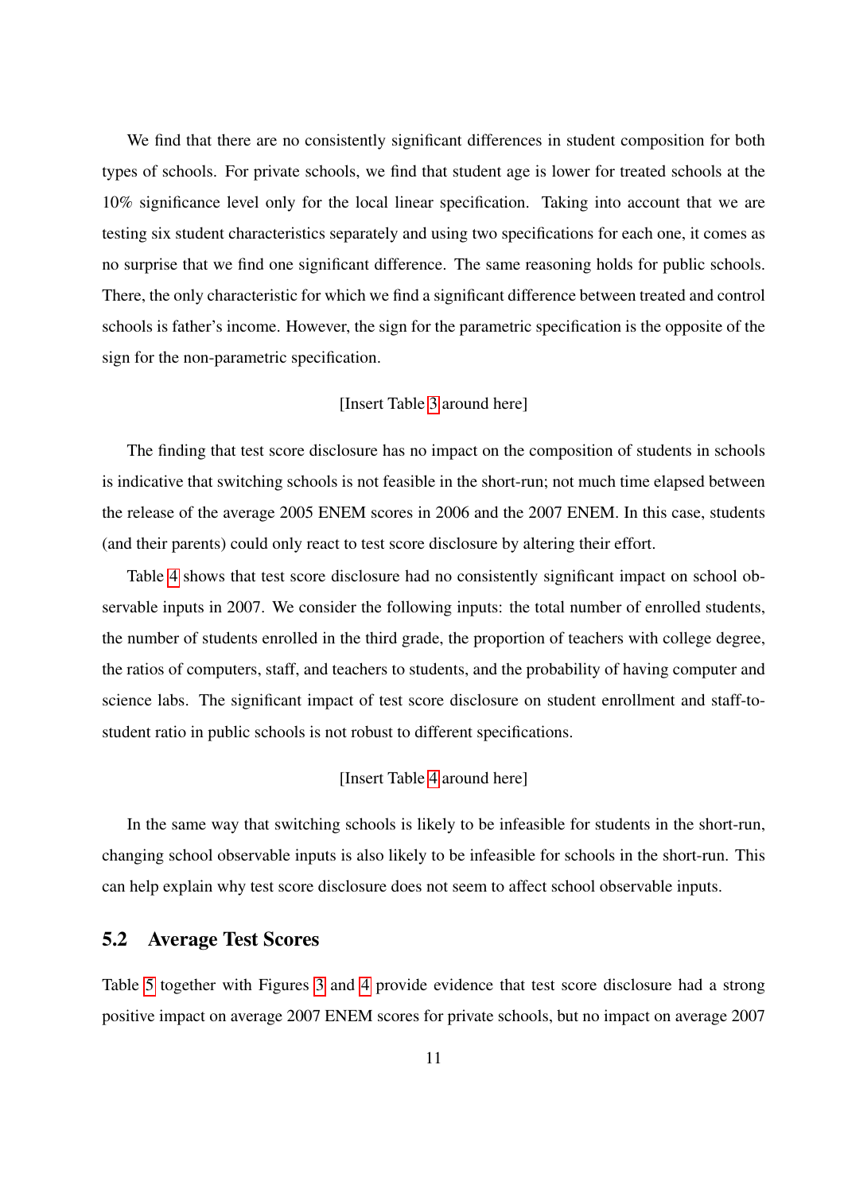We find that there are no consistently significant differences in student composition for both types of schools. For private schools, we find that student age is lower for treated schools at the 10% significance level only for the local linear specification. Taking into account that we are testing six student characteristics separately and using two specifications for each one, it comes as no surprise that we find one significant difference. The same reasoning holds for public schools. There, the only characteristic for which we find a significant difference between treated and control schools is father's income. However, the sign for the parametric specification is the opposite of the sign for the non-parametric specification.

[Insert Table 3 around here]

The finding that test score disclosure has no impact on the composition of students in schools is indicative that switching schools is not feasible in the short-run; not much time elapsed between the release of the average 2005 ENEM scores in 2006 and the 2007 ENEM. In this case, students (and their parents) could only react to test score disclosure by altering their effort.

Table 4 shows that test score disclosure had no consistently significant impact on school observable inputs in 2007. We consider the following inputs: the total number of enrolled students, the number of students enrolled in the third grade, the proportion of teachers with college degree, the ratios of computers, staff, and teachers to students, and the probability of having computer and science labs. The significant impact of test score disclosure on student enrollment and staff-to-student ratio in public schools is not robust to different specifications.

[Insert Table 4 around here]

In the same way that switching schools is likely to be infeasible for students in the short-run, changing school observable inputs is also likely to be infeasible for schools in the short-run. This can help explain why test score disclosure does not seem to affect school observable inputs.

## 5.2 Average Test Scores

Table 5 together with Figures 3 and 4 provide evidence that test score disclosure had a strong positive impact on average 2007 ENEM scores for private schools, but no impact on average 2007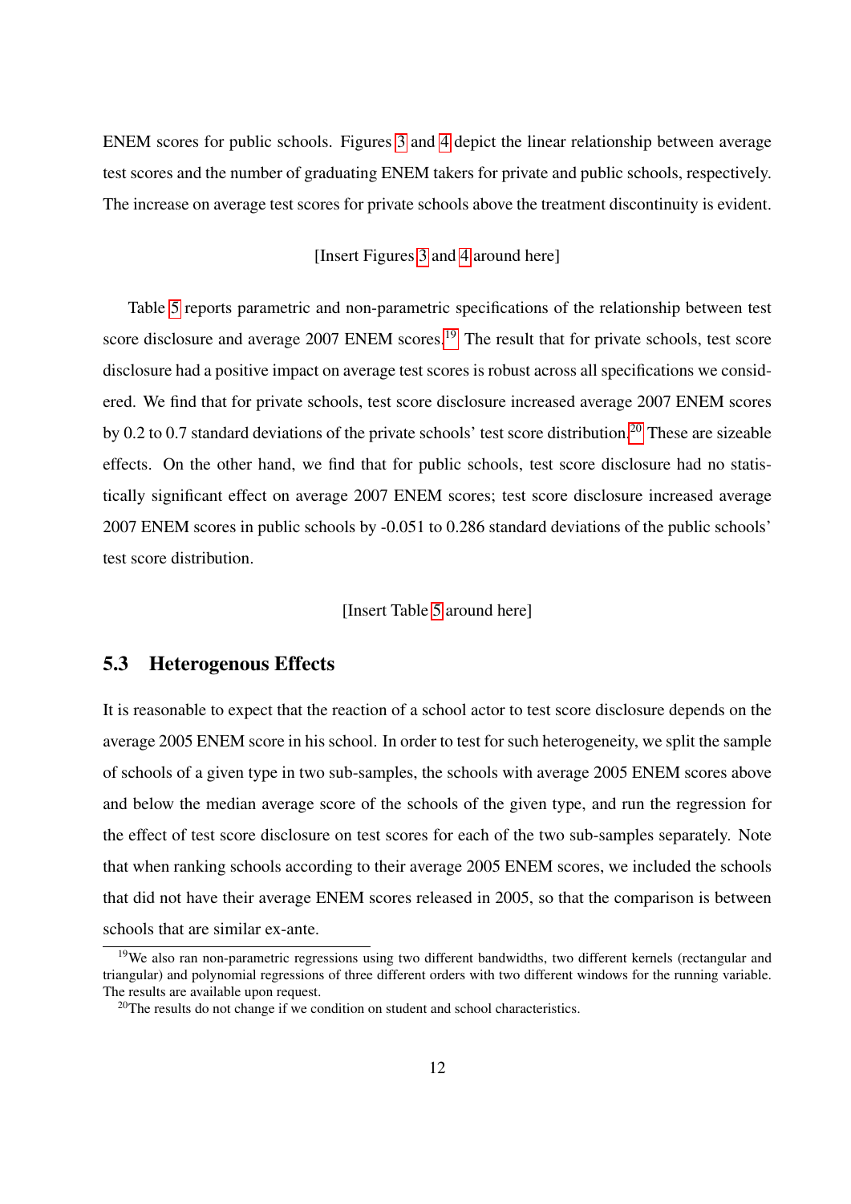ENEM scores for public schools. Figures 3 and 4 depict the linear relationship between average test scores and the number of graduating ENEM takers for private and public schools, respectively. The increase on average test scores for private schools above the treatment discontinuity is evident.

[Insert Figures 3 and 4 around here]

Table 5 reports parametric and non-parametric specifications of the relationship between test score disclosure and average 2007 ENEM scores.[19] The result that for private schools, test score disclosure had a positive impact on average test scores is robust across all specifications we considered. We find that for private schools, test score disclosure increased average 2007 ENEM scores by 0.2 to 0.7 standard deviations of the private schools' test score distribution.[20] These are sizeable effects. On the other hand, we find that for public schools, test score disclosure had no statistically significant effect on average 2007 ENEM scores; test score disclosure increased average 2007 ENEM scores in public schools by -0.051 to 0.286 standard deviations of the public schools' test score distribution.

[Insert Table 5 around here]

## 5.3 Heterogenous Effects

It is reasonable to expect that the reaction of a school actor to test score disclosure depends on the average 2005 ENEM score in his school. In order to test for such heterogeneity, we split the sample of schools of a given type in two sub-samples, the schools with average 2005 ENEM scores above and below the median average score of the schools of the given type, and run the regression for the effect of test score disclosure on test scores for each of the two sub-samples separately. Note that when ranking schools according to their average 2005 ENEM scores, we included the schools that did not have their average ENEM scores released in 2005, so that the comparison is between schools that are similar ex-ante.

[19] We also ran non-parametric regressions using two different bandwidths, two different kernels (rectangular and triangular) and polynomial regressions of three different orders with two different windows for the running variable. The results are available upon request.

[20] The results do not change if we condition on student and school characteristics.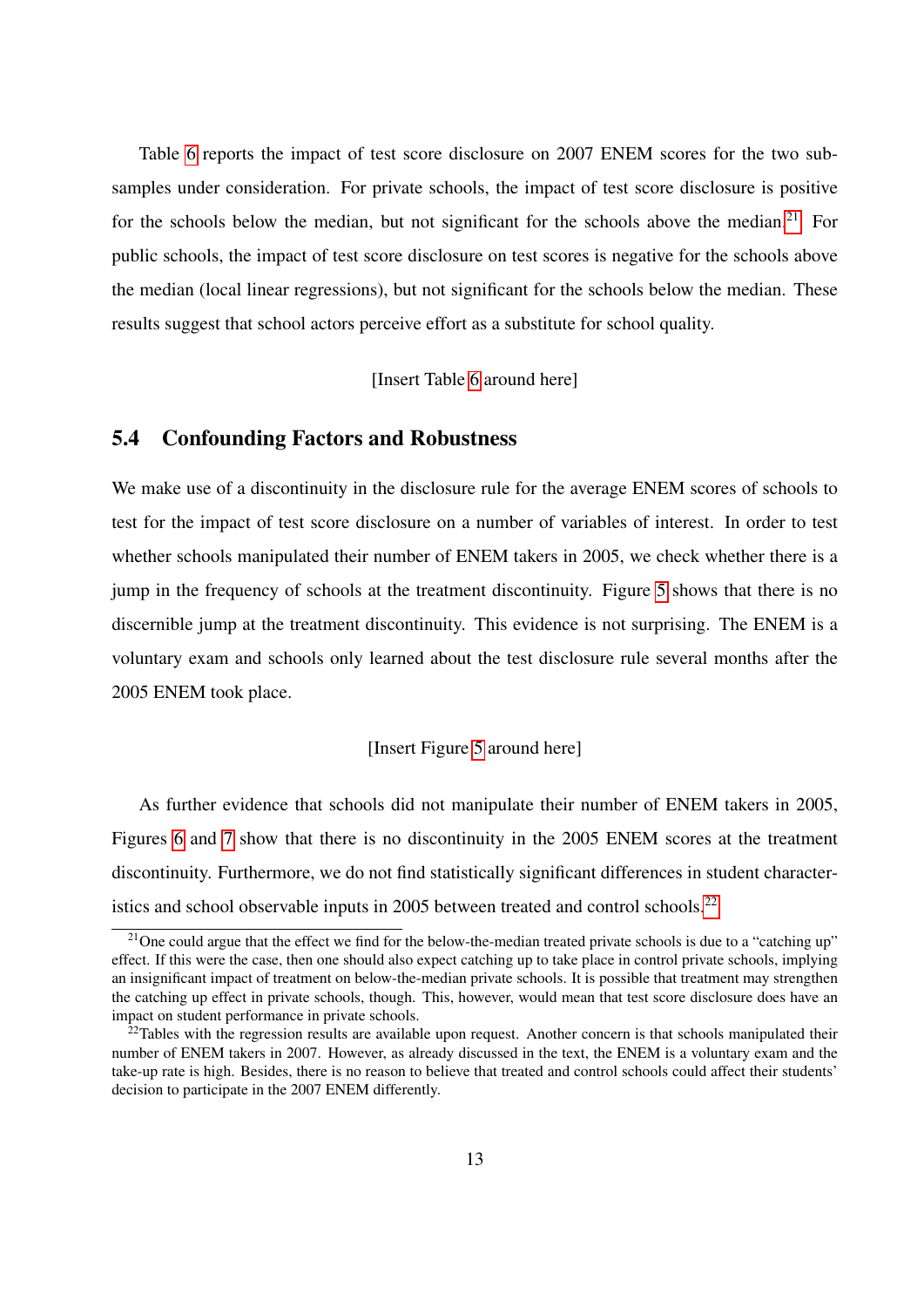Table 6 reports the impact of test score disclosure on 2007 ENEM scores for the two sub-samples under consideration. For private schools, the impact of test score disclosure is positive for the schools below the median, but not significant for the schools above the median.[21] For public schools, the impact of test score disclosure on test scores is negative for the schools above the median (local linear regressions), but not significant for the schools below the median. These results suggest that school actors perceive effort as a substitute for school quality.

[Insert Table 6 around here]

## 5.4 Confounding Factors and Robustness

We make use of a discontinuity in the disclosure rule for the average ENEM scores of schools to test for the impact of test score disclosure on a number of variables of interest. In order to test whether schools manipulated their number of ENEM takers in 2005, we check whether there is a jump in the frequency of schools at the treatment discontinuity. Figure 5 shows that there is no discernible jump at the treatment discontinuity. This evidence is not surprising. The ENEM is a voluntary exam and schools only learned about the test disclosure rule several months after the 2005 ENEM took place.

[Insert Figure 5 around here]

As further evidence that schools did not manipulate their number of ENEM takers in 2005, Figures 6 and 7 show that there is no discontinuity in the 2005 ENEM scores at the treatment discontinuity. Furthermore, we do not find statistically significant differences in student characteristics and school observable inputs in 2005 between treated and control schools.[22]

[21] One could argue that the effect we find for the below-the-median treated private schools is due to a "catching up" effect. If this were the case, then one should also expect catching up to take place in control private schools, implying an insignificant impact of treatment on below-the-median private schools. It is possible that treatment may strengthen the catching up effect in private schools, though. This, however, would mean that test score disclosure does have an impact on student performance in private schools.

[22] Tables with the regression results are available upon request. Another concern is that schools manipulated their number of ENEM takers in 2007. However, as already discussed in the text, the ENEM is a voluntary exam and the take-up rate is high. Besides, there is no reason to believe that treated and control schools could affect their students' decision to participate in the 2007 ENEM differently.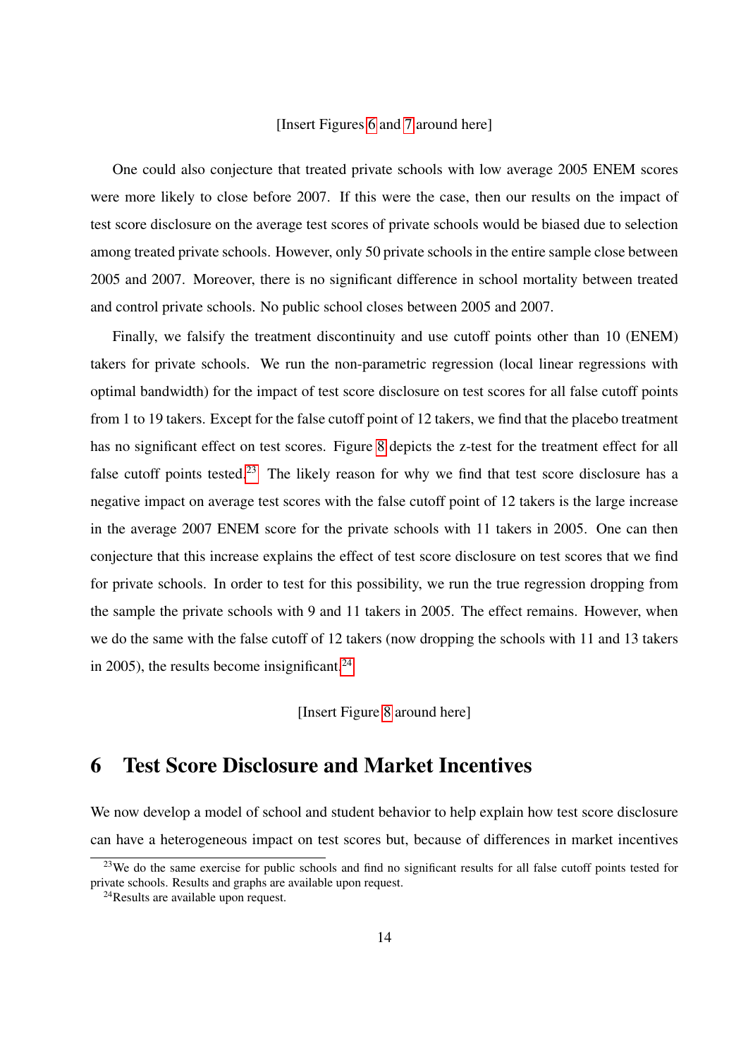[Insert Figures 6 and 7 around here]

One could also conjecture that treated private schools with low average 2005 ENEM scores were more likely to close before 2007. If this were the case, then our results on the impact of test score disclosure on the average test scores of private schools would be biased due to selection among treated private schools. However, only 50 private schools in the entire sample close between 2005 and 2007. Moreover, there is no significant difference in school mortality between treated and control private schools. No public school closes between 2005 and 2007.

Finally, we falsify the treatment discontinuity and use cutoff points other than 10 (ENEM) takers for private schools. We run the non-parametric regression (local linear regressions with optimal bandwidth) for the impact of test score disclosure on test scores for all false cutoff points from 1 to 19 takers. Except for the false cutoff point of 12 takers, we find that the placebo treatment has no significant effect on test scores. Figure 8 depicts the z-test for the treatment effect for all false cutoff points tested.[23] The likely reason for why we find that test score disclosure has a negative impact on average test scores with the false cutoff point of 12 takers is the large increase in the average 2007 ENEM score for the private schools with 11 takers in 2005. One can then conjecture that this increase explains the effect of test score disclosure on test scores that we find for private schools. In order to test for this possibility, we run the true regression dropping from the sample the private schools with 9 and 11 takers in 2005. The effect remains. However, when we do the same with the false cutoff of 12 takers (now dropping the schools with 11 and 13 takers in 2005), the results become insignificant.[24]

[Insert Figure 8 around here]

# 6 Test Score Disclosure and Market Incentives

We now develop a model of school and student behavior to help explain how test score disclosure can have a heterogeneous impact on test scores but, because of differences in market incentives

[23] We do the same exercise for public schools and find no significant results for all false cutoff points tested for private schools. Results and graphs are available upon request.

[24] Results are available upon request.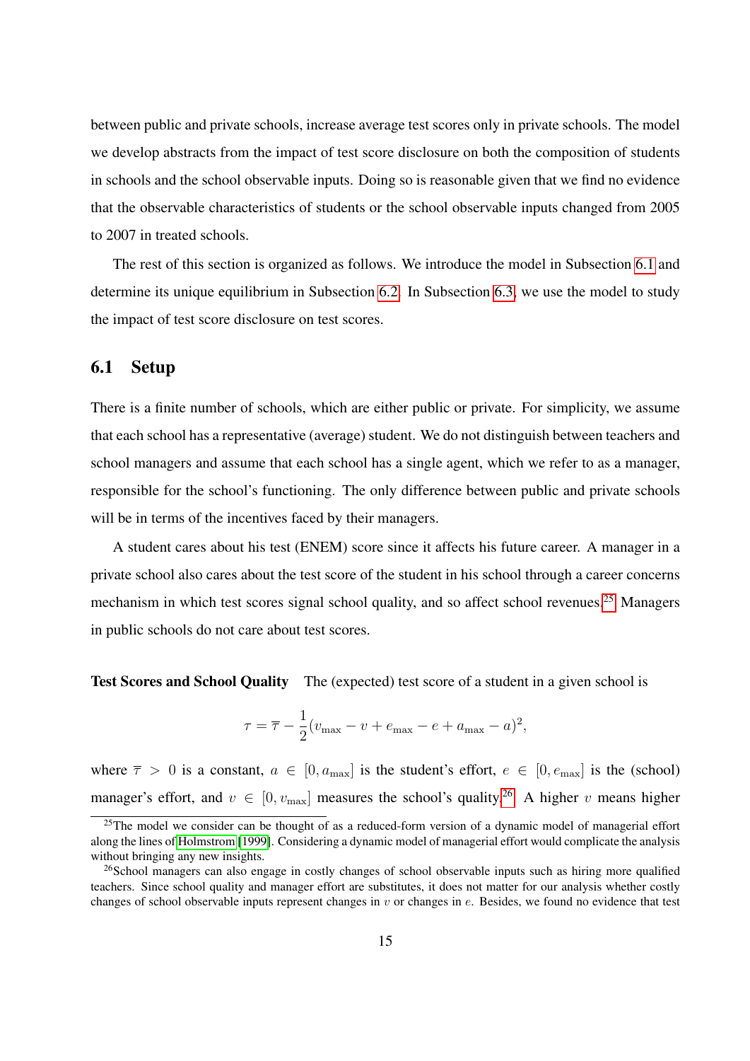between public and private schools, increase average test scores only in private schools. The model we develop abstracts from the impact of test score disclosure on both the composition of students in schools and the school observable inputs. Doing so is reasonable given that we find no evidence that the observable characteristics of students or the school observable inputs changed from 2005 to 2007 in treated schools.

The rest of this section is organized as follows. We introduce the model in Subsection 6.1 and determine its unique equilibrium in Subsection 6.2. In Subsection 6.3, we use the model to study the impact of test score disclosure on test scores.

## 6.1 Setup

There is a finite number of schools, which are either public or private. For simplicity, we assume that each school has a representative (average) student. We do not distinguish between teachers and school managers and assume that each school has a single agent, which we refer to as a manager, responsible for the school's functioning. The only difference between public and private schools will be in terms of the incentives faced by their managers.

A student cares about his test (ENEM) score since it affects his future career. A manager in a private school also cares about the test score of the student in his school through a career concerns mechanism in which test scores signal school quality, and so affect school revenues.[25] Managers in public schools do not care about test scores.

**Test Scores and School Quality** The (expected) test score of a student in a given school is

$$\tau = \overline{\tau} - \frac{1}{2}(v_{\max} - v + e_{\max} - e + a_{\max} - a)^2,$$

where $\overline{\tau} > 0$ is a constant, $a \in [0, a_{\max}]$ is the student's effort, $e \in [0, e_{\max}]$ is the (school) manager's effort, and $v \in [0, v_{\max}]$ measures the school's quality.[26] A higher $v$ means higher

[25] The model we consider can be thought of as a reduced-form version of a dynamic model of managerial effort along the lines of Holmstrom [1999]. Considering a dynamic model of managerial effort would complicate the analysis without bringing any new insights.

[26] School managers can also engage in costly changes of school observable inputs such as hiring more qualified teachers. Since school quality and manager effort are substitutes, it does not matter for our analysis whether costly changes of school observable inputs represent changes in $v$ or changes in $e$. Besides, we found no evidence that test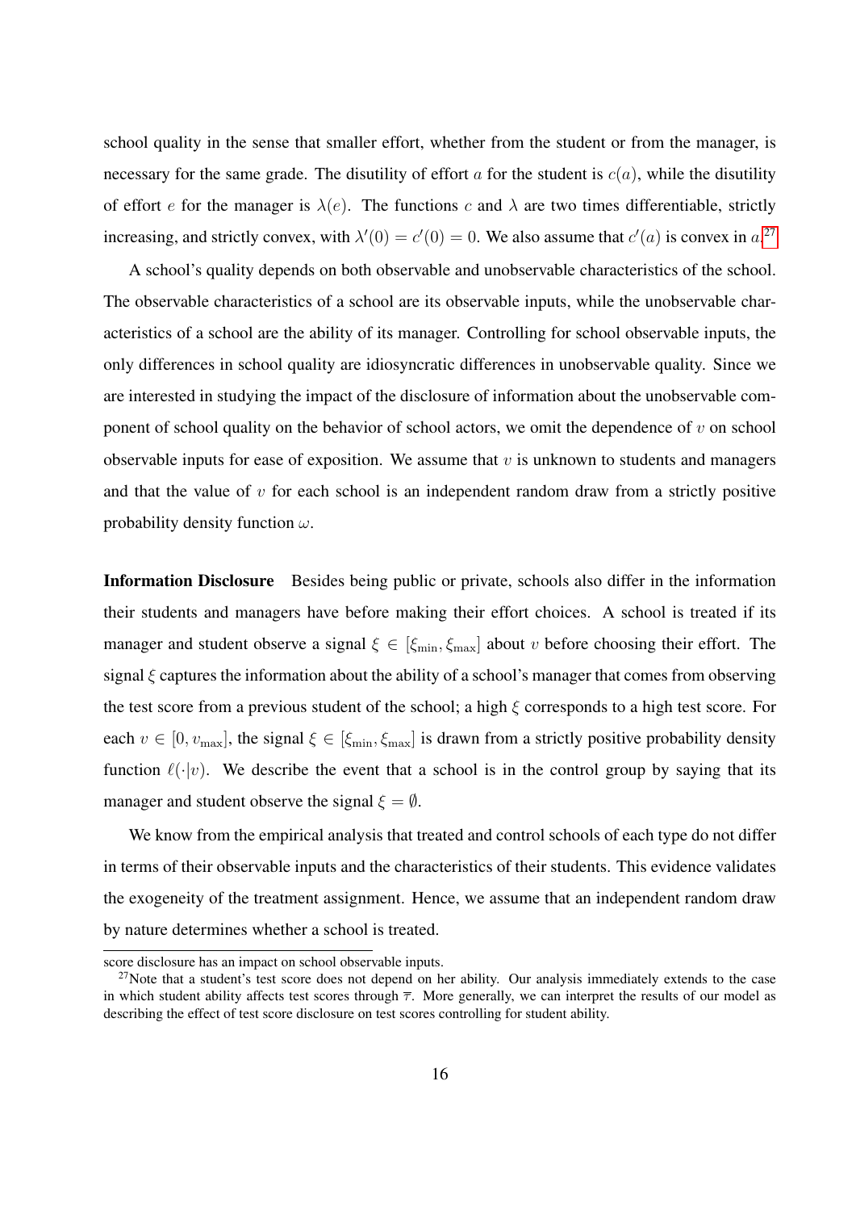school quality in the sense that smaller effort, whether from the student or from the manager, is necessary for the same grade. The disutility of effort $a$ for the student is $c(a)$, while the disutility of effort $e$ for the manager is $\lambda(e)$. The functions $c$ and $\lambda$ are two times differentiable, strictly increasing, and strictly convex, with $\lambda'(0) = c'(0) = 0$. We also assume that $c'(a)$ is convex in $a$.[27]

A school's quality depends on both observable and unobservable characteristics of the school. The observable characteristics of a school are its observable inputs, while the unobservable characteristics of a school are the ability of its manager. Controlling for school observable inputs, the only differences in school quality are idiosyncratic differences in unobservable quality. Since we are interested in studying the impact of the disclosure of information about the unobservable component of school quality on the behavior of school actors, we omit the dependence of $v$ on school observable inputs for ease of exposition. We assume that $v$ is unknown to students and managers and that the value of $v$ for each school is an independent random draw from a strictly positive probability density function $\omega$.

**Information Disclosure** Besides being public or private, schools also differ in the information their students and managers have before making their effort choices. A school is treated if its manager and student observe a signal $\xi \in [\xi_{\min}, \xi_{\max}]$ about $v$ before choosing their effort. The signal $\xi$ captures the information about the ability of a school's manager that comes from observing the test score from a previous student of the school; a high $\xi$ corresponds to a high test score. For each $v \in [0, v_{\max}]$, the signal $\xi \in [\xi_{\min}, \xi_{\max}]$ is drawn from a strictly positive probability density function $\ell(\cdot|v)$. We describe the event that a school is in the control group by saying that its manager and student observe the signal $\xi = \emptyset$.

We know from the empirical analysis that treated and control schools of each type do not differ in terms of their observable inputs and the characteristics of their students. This evidence validates the exogeneity of the treatment assignment. Hence, we assume that an independent random draw by nature determines whether a school is treated.

---

score disclosure has an impact on school observable inputs.

[27] Note that a student's test score does not depend on her ability. Our analysis immediately extends to the case in which student ability affects test scores through $\overline{r}$. More generally, we can interpret the results of our model as describing the effect of test score disclosure on test scores controlling for student ability.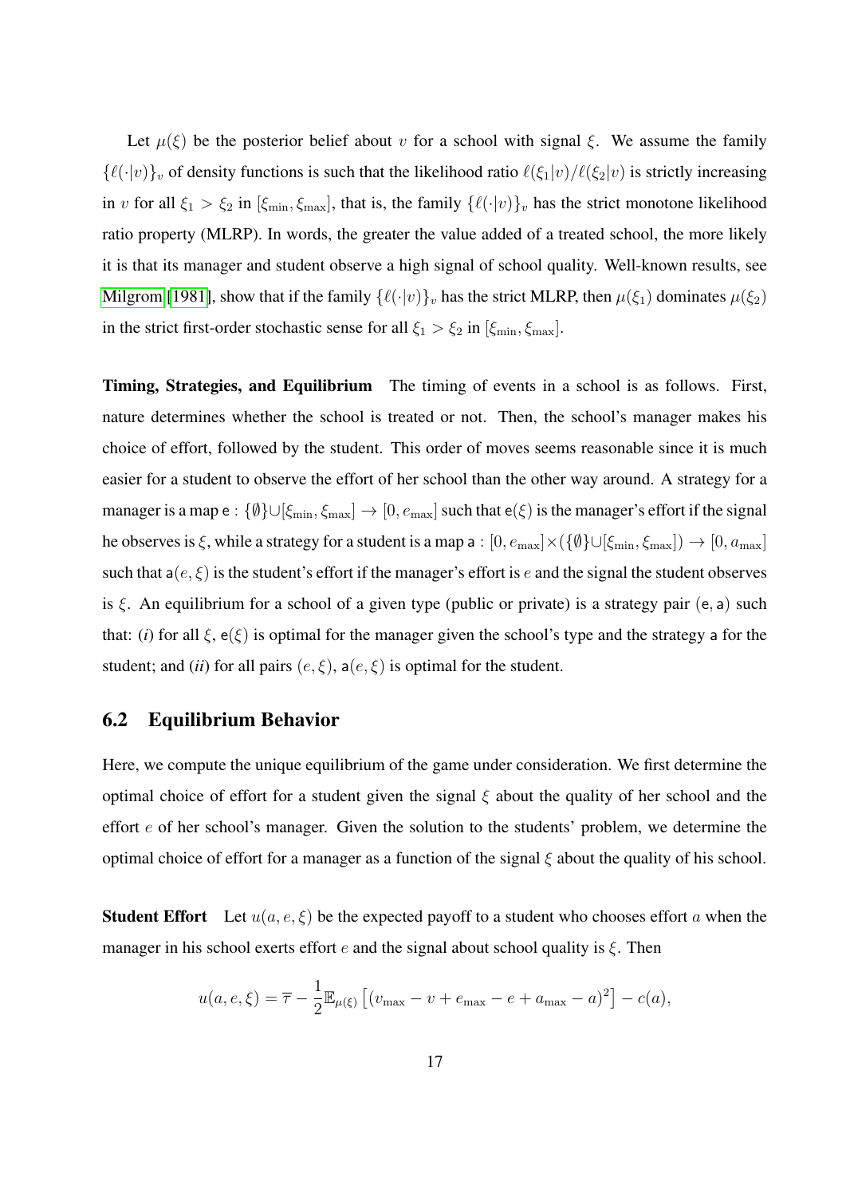Let $\mu(\xi)$ be the posterior belief about $v$ for a school with signal $\xi$. We assume the family $\{\ell(\cdot|v)\}_v$ of density functions is such that the likelihood ratio $\ell(\xi_1|v)/\ell(\xi_2|v)$ is strictly increasing in $v$ for all $\xi_1 > \xi_2$ in $[\xi_{\min}, \xi_{\max}]$, that is, the family $\{\ell(\cdot|v)\}_v$ has the strict monotone likelihood ratio property (MLRP). In words, the greater the value added of a treated school, the more likely it is that its manager and student observe a high signal of school quality. Well-known results, see Milgrom [1981], show that if the family $\{\ell(\cdot|v)\}_v$ has the strict MLRP, then $\mu(\xi_1)$ dominates $\mu(\xi_2)$ in the strict first-order stochastic sense for all $\xi_1 > \xi_2$ in $[\xi_{\min}, \xi_{\max}]$.

**Timing, Strategies, and Equilibrium** The timing of events in a school is as follows. First, nature determines whether the school is treated or not. Then, the school's manager makes his choice of effort, followed by the student. This order of moves seems reasonable since it is much easier for a student to observe the effort of her school than the other way around. A strategy for a manager is a map $\mathsf{e} : \{\emptyset\} \cup [\xi_{\min}, \xi_{\max}] \to [0, e_{\max}]$ such that $\mathsf{e}(\xi)$ is the manager's effort if the signal he observes is $\xi$, while a strategy for a student is a map $\mathsf{a} : [0, e_{\max}] \times (\{\emptyset\} \cup [\xi_{\min}, \xi_{\max}]) \to [0, a_{\max}]$ such that $\mathsf{a}(e, \xi)$ is the student's effort if the manager's effort is $e$ and the signal the student observes is $\xi$. An equilibrium for a school of a given type (public or private) is a strategy pair $(\mathsf{e}, \mathsf{a})$ such that: (*i*) for all $\xi$, $\mathsf{e}(\xi)$ is optimal for the manager given the school's type and the strategy $\mathsf{a}$ for the student; and (*ii*) for all pairs $(e, \xi)$, $\mathsf{a}(e, \xi)$ is optimal for the student.

## 6.2 Equilibrium Behavior

Here, we compute the unique equilibrium of the game under consideration. We first determine the optimal choice of effort for a student given the signal $\xi$ about the quality of her school and the effort $e$ of her school's manager. Given the solution to the students' problem, we determine the optimal choice of effort for a manager as a function of the signal $\xi$ about the quality of his school.

**Student Effort** Let $u(a, e, \xi)$ be the expected payoff to a student who chooses effort $a$ when the manager in his school exerts effort $e$ and the signal about school quality is $\xi$. Then

$$u(a, e, \xi) = \overline{\tau} - \frac{1}{2}\mathbb{E}_{\mu(\xi)}\left[(v_{\max} - v + e_{\max} - e + a_{\max} - a)^2\right] - c(a),$$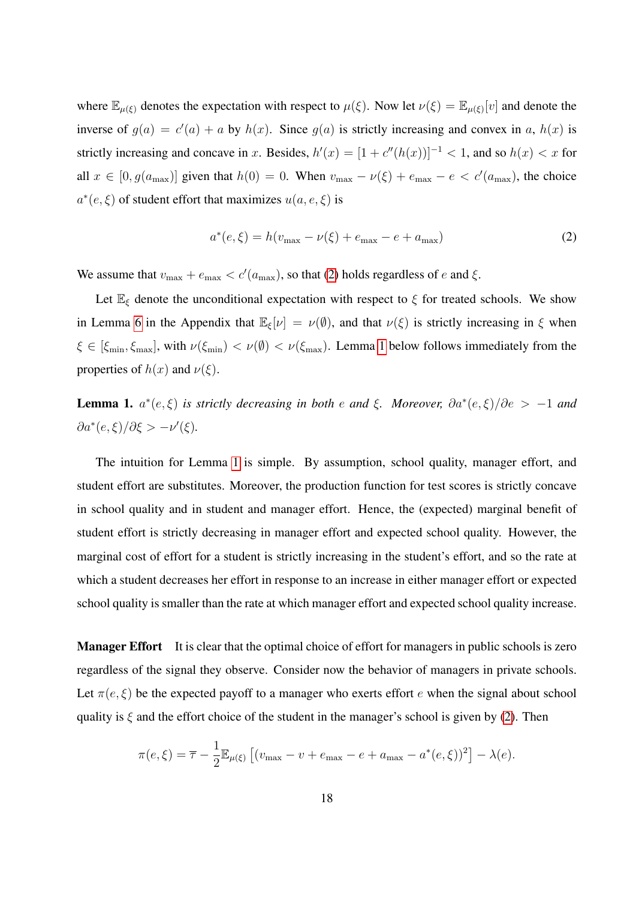where $\mathbb{E}_{\mu(\xi)}$ denotes the expectation with respect to $\mu(\xi)$. Now let $\nu(\xi) = \mathbb{E}_{\mu(\xi)}[v]$ and denote the inverse of $g(a) = c'(a) + a$ by $h(x)$. Since $g(a)$ is strictly increasing and convex in $a$, $h(x)$ is strictly increasing and concave in $x$. Besides, $h'(x) = [1 + c''(h(x))]^{-1} < 1$, and so $h(x) < x$ for all $x \in [0, g(a_{\max})]$ given that $h(0) = 0$. When $v_{\max} - \nu(\xi) + e_{\max} - e < c'(a_{\max})$, the choice $a^*(e, \xi)$ of student effort that maximizes $u(a, e, \xi)$ is

$$a^*(e, \xi) = h(v_{\max} - \nu(\xi) + e_{\max} - e + a_{\max}) \tag{2}$$

We assume that $v_{\max} + e_{\max} < c'(a_{\max})$, so that (2) holds regardless of $e$ and $\xi$.

Let $\mathbb{E}_\xi$ denote the unconditional expectation with respect to $\xi$ for treated schools. We show in Lemma 6 in the Appendix that $\mathbb{E}_\xi[\nu] = \nu(\emptyset)$, and that $\nu(\xi)$ is strictly increasing in $\xi$ when $\xi \in [\xi_{\min}, \xi_{\max}]$, with $\nu(\xi_{\min}) < \nu(\emptyset) < \nu(\xi_{\max})$. Lemma 1 below follows immediately from the properties of $h(x)$ and $\nu(\xi)$.

**Lemma 1.** *$a^*(e, \xi)$ is strictly decreasing in both $e$ and $\xi$. Moreover, $\partial a^*(e, \xi)/\partial e > -1$ and $\partial a^*(e, \xi)/\partial \xi > -\nu'(\xi)$.*

The intuition for Lemma 1 is simple. By assumption, school quality, manager effort, and student effort are substitutes. Moreover, the production function for test scores is strictly concave in school quality and in student and manager effort. Hence, the (expected) marginal benefit of student effort is strictly decreasing in manager effort and expected school quality. However, the marginal cost of effort for a student is strictly increasing in the student's effort, and so the rate at which a student decreases her effort in response to an increase in either manager effort or expected school quality is smaller than the rate at which manager effort and expected school quality increase.

**Manager Effort** It is clear that the optimal choice of effort for managers in public schools is zero regardless of the signal they observe. Consider now the behavior of managers in private schools. Let $\pi(e, \xi)$ be the expected payoff to a manager who exerts effort $e$ when the signal about school quality is $\xi$ and the effort choice of the student in the manager's school is given by (2). Then

$$\pi(e, \xi) = \overline{\tau} - \frac{1}{2}\mathbb{E}_{\mu(\xi)}\left[(v_{\max} - v + e_{\max} - e + a_{\max} - a^*(e, \xi))^2\right] - \lambda(e).$$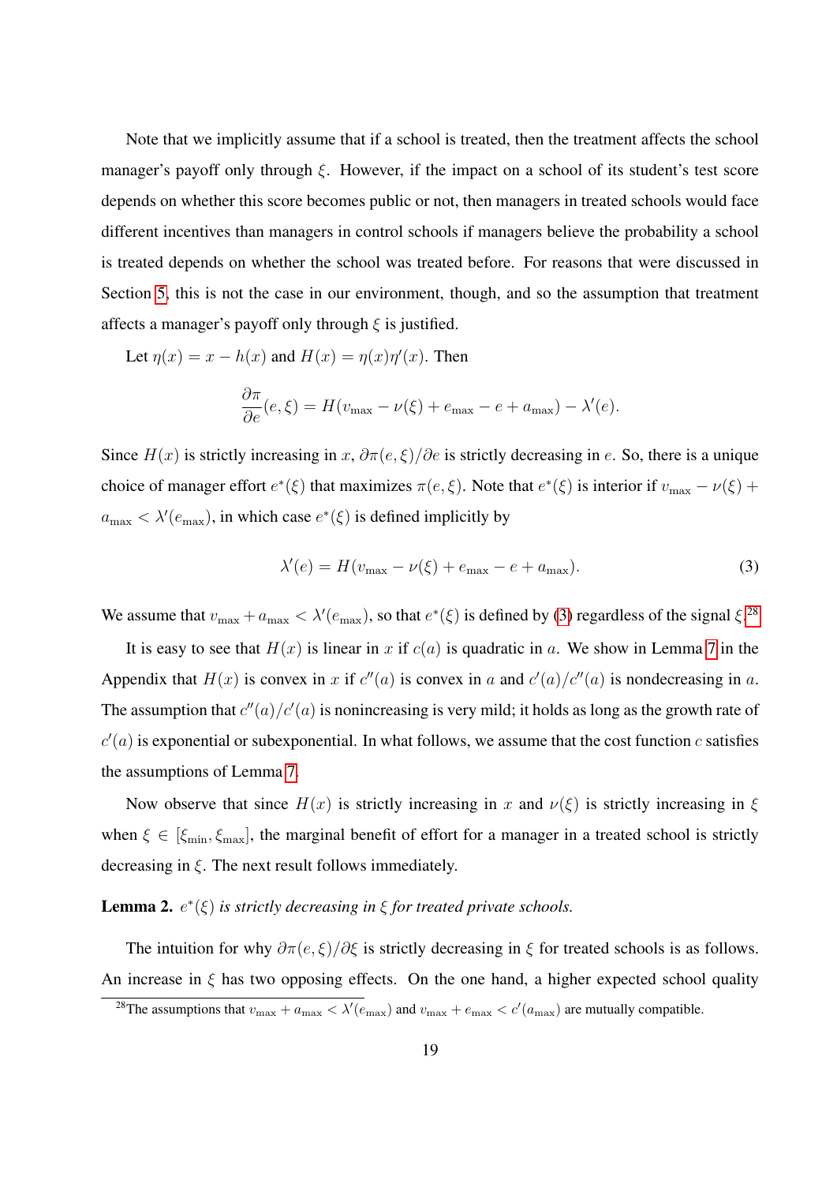Note that we implicitly assume that if a school is treated, then the treatment affects the school manager's payoff only through $\xi$. However, if the impact on a school of its student's test score depends on whether this score becomes public or not, then managers in treated schools would face different incentives than managers in control schools if managers believe the probability a school is treated depends on whether the school was treated before. For reasons that were discussed in Section 5, this is not the case in our environment, though, and so the assumption that treatment affects a manager's payoff only through $\xi$ is justified.

Let $\eta(x) = x - h(x)$ and $H(x) = \eta(x)\eta'(x)$. Then

$$\frac{\partial \pi}{\partial e}(e, \xi) = H(v_{\max} - \nu(\xi) + e_{\max} - e + a_{\max}) - \lambda'(e).$$

Since $H(x)$ is strictly increasing in $x$, $\partial\pi(e,\xi)/\partial e$ is strictly decreasing in $e$. So, there is a unique choice of manager effort $e^*(\xi)$ that maximizes $\pi(e,\xi)$. Note that $e^*(\xi)$ is interior if $v_{\max} - \nu(\xi) + a_{\max} < \lambda'(e_{\max})$, in which case $e^*(\xi)$ is defined implicitly by

$$\lambda'(e) = H(v_{\max} - \nu(\xi) + e_{\max} - e + a_{\max}). \tag{3}$$

We assume that $v_{\max} + a_{\max} < \lambda'(e_{\max})$, so that $e^*(\xi)$ is defined by (3) regardless of the signal $\xi$.[28]

It is easy to see that $H(x)$ is linear in $x$ if $c(a)$ is quadratic in $a$. We show in Lemma 7 in the Appendix that $H(x)$ is convex in $x$ if $c''(a)$ is convex in $a$ and $c'(a)/c''(a)$ is nondecreasing in $a$. The assumption that $c''(a)/c'(a)$ is nonincreasing is very mild; it holds as long as the growth rate of $c'(a)$ is exponential or subexponential. In what follows, we assume that the cost function $c$ satisfies the assumptions of Lemma 7.

Now observe that since $H(x)$ is strictly increasing in $x$ and $\nu(\xi)$ is strictly increasing in $\xi$ when $\xi \in [\xi_{\min}, \xi_{\max}]$, the marginal benefit of effort for a manager in a treated school is strictly decreasing in $\xi$. The next result follows immediately.

**Lemma 2.** *$e^*(\xi)$ is strictly decreasing in $\xi$ for treated private schools.*

The intuition for why $\partial\pi(e,\xi)/\partial\xi$ is strictly decreasing in $\xi$ for treated schools is as follows. An increase in $\xi$ has two opposing effects. On the one hand, a higher expected school quality

[28] The assumptions that $v_{\max} + a_{\max} < \lambda'(e_{\max})$ and $v_{\max} + e_{\max} < c'(a_{\max})$ are mutually compatible.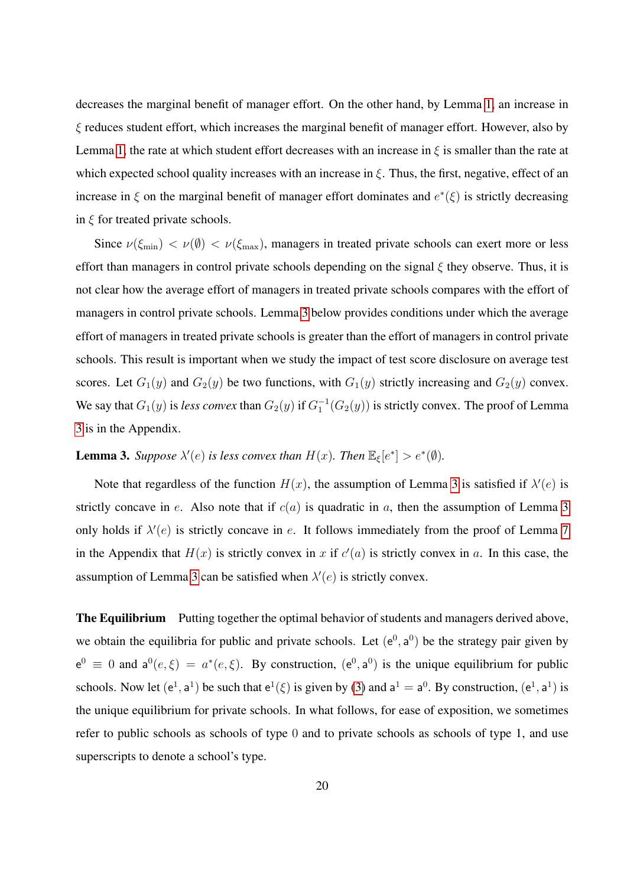decreases the marginal benefit of manager effort. On the other hand, by Lemma 1, an increase in $\xi$ reduces student effort, which increases the marginal benefit of manager effort. However, also by Lemma 1, the rate at which student effort decreases with an increase in $\xi$ is smaller than the rate at which expected school quality increases with an increase in $\xi$. Thus, the first, negative, effect of an increase in $\xi$ on the marginal benefit of manager effort dominates and $e^*(\xi)$ is strictly decreasing in $\xi$ for treated private schools.

Since $\nu(\xi_{\min}) < \nu(\emptyset) < \nu(\xi_{\max})$, managers in treated private schools can exert more or less effort than managers in control private schools depending on the signal $\xi$ they observe. Thus, it is not clear how the average effort of managers in treated private schools compares with the effort of managers in control private schools. Lemma 3 below provides conditions under which the average effort of managers in treated private schools is greater than the effort of managers in control private schools. This result is important when we study the impact of test score disclosure on average test scores. Let $G_1(y)$ and $G_2(y)$ be two functions, with $G_1(y)$ strictly increasing and $G_2(y)$ convex. We say that $G_1(y)$ is *less convex* than $G_2(y)$ if $G_1^{-1}(G_2(y))$ is strictly convex. The proof of Lemma 3 is in the Appendix.

**Lemma 3.** *Suppose $\lambda'(e)$ is less convex than $H(x)$. Then $\mathbb{E}_\xi[e^*] > e^*(\emptyset)$.*

Note that regardless of the function $H(x)$, the assumption of Lemma 3 is satisfied if $\lambda'(e)$ is strictly concave in $e$. Also note that if $c(a)$ is quadratic in $a$, then the assumption of Lemma 3 only holds if $\lambda'(e)$ is strictly concave in $e$. It follows immediately from the proof of Lemma 7 in the Appendix that $H(x)$ is strictly convex in $x$ if $c'(a)$ is strictly convex in $a$. In this case, the assumption of Lemma 3 can be satisfied when $\lambda'(e)$ is strictly convex.

**The Equilibrium** Putting together the optimal behavior of students and managers derived above, we obtain the equilibria for public and private schools. Let $(\mathsf{e}^0, \mathsf{a}^0)$ be the strategy pair given by $\mathsf{e}^0 \equiv 0$ and $\mathsf{a}^0(e, \xi) = a^*(e, \xi)$. By construction, $(\mathsf{e}^0, \mathsf{a}^0)$ is the unique equilibrium for public schools. Now let $(\mathsf{e}^1, \mathsf{a}^1)$ be such that $\mathsf{e}^1(\xi)$ is given by (3) and $\mathsf{a}^1 = \mathsf{a}^0$. By construction, $(\mathsf{e}^1, \mathsf{a}^1)$ is the unique equilibrium for private schools. In what follows, for ease of exposition, we sometimes refer to public schools as schools of type 0 and to private schools as schools of type 1, and use superscripts to denote a school's type.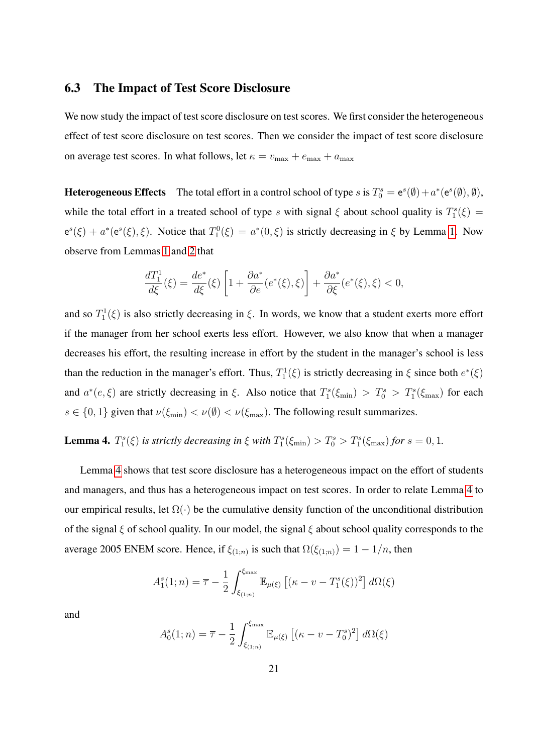### 6.3 The Impact of Test Score Disclosure

We now study the impact of test score disclosure on test scores. We first consider the heterogeneous effect of test score disclosure on test scores. Then we consider the impact of test score disclosure on average test scores. In what follows, let $\kappa = v_{\max} + e_{\max} + a_{\max}$

**Heterogeneous Effects** The total effort in a control school of type $s$ is $T_0^s = \mathsf{e}^s(\emptyset) + a^*(\mathsf{e}^s(\emptyset), \emptyset)$, while the total effort in a treated school of type $s$ with signal $\xi$ about school quality is $T_1^s(\xi) = \mathsf{e}^s(\xi) + a^*(\mathsf{e}^s(\xi), \xi)$. Notice that $T_1^0(\xi) = a^*(0, \xi)$ is strictly decreasing in $\xi$ by Lemma 1. Now observe from Lemmas 1 and 2 that

$$\frac{dT_1^1}{d\xi}(\xi) = \frac{de^*}{d\xi}(\xi)\left[1 + \frac{\partial a^*}{\partial e}(e^*(\xi), \xi)\right] + \frac{\partial a^*}{\partial \xi}(e^*(\xi), \xi) < 0,$$

and so $T_1^1(\xi)$ is also strictly decreasing in $\xi$. In words, we know that a student exerts more effort if the manager from her school exerts less effort. However, we also know that when a manager decreases his effort, the resulting increase in effort by the student in the manager's school is less than the reduction in the manager's effort. Thus, $T_1^1(\xi)$ is strictly decreasing in $\xi$ since both $e^*(\xi)$ and $a^*(e, \xi)$ are strictly decreasing in $\xi$. Also notice that $T_1^s(\xi_{\min}) > T_0^s > T_1^s(\xi_{\max})$ for each $s \in \{0, 1\}$ given that $\nu(\xi_{\min}) < \nu(\emptyset) < \nu(\xi_{\max})$. The following result summarizes.

**Lemma 4.** *$T_1^s(\xi)$ is strictly decreasing in $\xi$ with $T_1^s(\xi_{\min}) > T_0^s > T_1^s(\xi_{\max})$ for $s = 0, 1$.*

Lemma 4 shows that test score disclosure has a heterogeneous impact on the effort of students and managers, and thus has a heterogeneous impact on test scores. In order to relate Lemma 4 to our empirical results, let $\Omega(\cdot)$ be the cumulative density function of the unconditional distribution of the signal $\xi$ of school quality. In our model, the signal $\xi$ about school quality corresponds to the average 2005 ENEM score. Hence, if $\xi_{(1;n)}$ is such that $\Omega(\xi_{(1;n)}) = 1 - 1/n$, then

$$A_1^s(1;n) = \overline{\tau} - \frac{1}{2}\int_{\xi_{(1;n)}}^{\xi_{\max}} \mathbb{E}_{\mu(\xi)}\left[(\kappa - \upsilon - T_1^s(\xi))^2\right] d\Omega(\xi)$$

and

$$A_0^s(1;n) = \overline{\tau} - \frac{1}{2}\int_{\xi_{(1;n)}}^{\xi_{\max}} \mathbb{E}_{\mu(\xi)}\left[(\kappa - \upsilon - T_0^s)^2\right] d\Omega(\xi)$$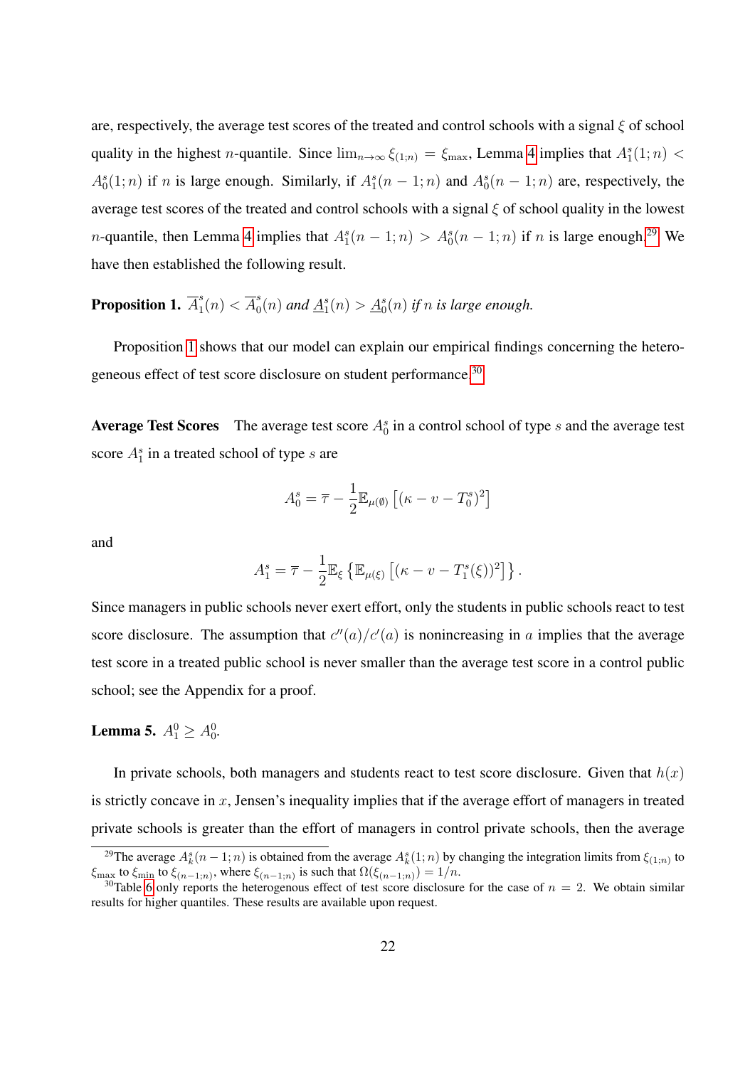are, respectively, the average test scores of the treated and control schools with a signal $\xi$ of school quality in the highest $n$-quantile. Since $\lim_{n\to\infty} \xi_{(1;n)} = \xi_{\max}$, Lemma 4 implies that $A_1^s(1;n) < A_0^s(1;n)$ if $n$ is large enough. Similarly, if $A_1^s(n-1;n)$ and $A_0^s(n-1;n)$ are, respectively, the average test scores of the treated and control schools with a signal $\xi$ of school quality in the lowest $n$-quantile, then Lemma 4 implies that $A_1^s(n-1;n) > A_0^s(n-1;n)$ if $n$ is large enough.[29] We have then established the following result.

**Proposition 1.** *$\overline{A}_1^s(n) < \overline{A}_0^s(n)$ and $\underline{A}_1^s(n) > \underline{A}_0^s(n)$ if $n$ is large enough.*

Proposition 1 shows that our model can explain our empirical findings concerning the heterogeneous effect of test score disclosure on student performance.[30]

**Average Test Scores** The average test score $A_0^s$ in a control school of type $s$ and the average test score $A_1^s$ in a treated school of type $s$ are

$$A_0^s = \overline{\tau} - \frac{1}{2}\mathbb{E}_{\mu(\emptyset)}\left[(\kappa - \upsilon - T_0^s)^2\right]$$

and

$$A_1^s = \overline{\tau} - \frac{1}{2}\mathbb{E}_{\xi}\left\{\mathbb{E}_{\mu(\xi)}\left[(\kappa - \upsilon - T_1^s(\xi))^2\right]\right\}.$$

Since managers in public schools never exert effort, only the students in public schools react to test score disclosure. The assumption that $c''(a)/c'(a)$ is nonincreasing in $a$ implies that the average test score in a treated public school is never smaller than the average test score in a control public school; see the Appendix for a proof.

**Lemma 5.** *$A_1^0 \geq A_0^0$.*

In private schools, both managers and students react to test score disclosure. Given that $h(x)$ is strictly concave in $x$, Jensen's inequality implies that if the average effort of managers in treated private schools is greater than the effort of managers in control private schools, then the average

[29] The average $A_k^s(n-1;n)$ is obtained from the average $A_k^s(1;n)$ by changing the integration limits from $\xi_{(1;n)}$ to $\xi_{\max}$ to $\xi_{\min}$ to $\xi_{(n-1;n)}$, where $\xi_{(n-1;n)}$ is such that $\Omega(\xi_{(n-1;n)}) = 1/n$.

[30] Table 6 only reports the heterogenous effect of test score disclosure for the case of $n = 2$. We obtain similar results for higher quantiles. These results are available upon request.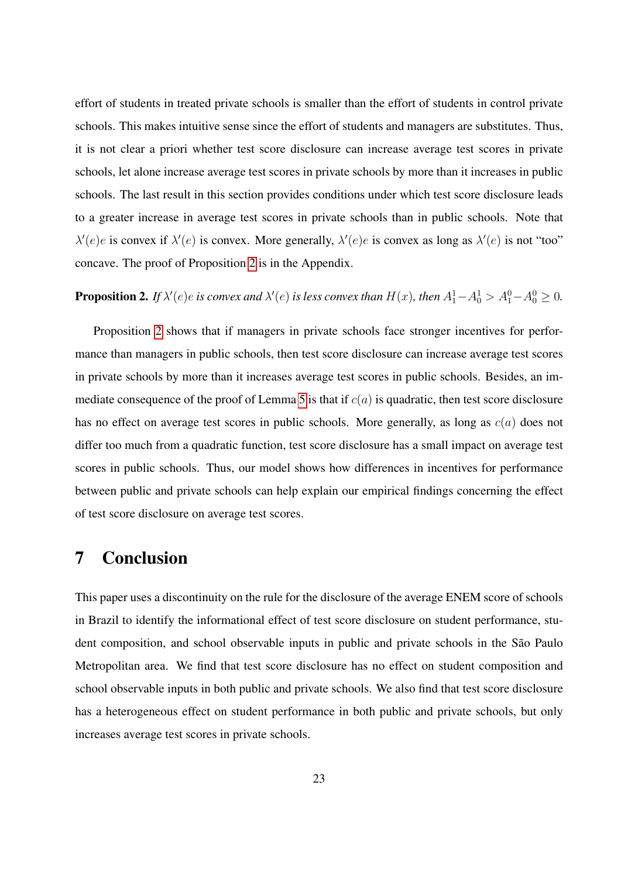effort of students in treated private schools is smaller than the effort of students in control private schools. This makes intuitive sense since the effort of students and managers are substitutes. Thus, it is not clear a priori whether test score disclosure can increase average test scores in private schools, let alone increase average test scores in private schools by more than it increases in public schools. The last result in this section provides conditions under which test score disclosure leads to a greater increase in average test scores in private schools than in public schools. Note that $\lambda'(e)e$ is convex if $\lambda'(e)$ is convex. More generally, $\lambda'(e)e$ is convex as long as $\lambda'(e)$ is not "too" concave. The proof of Proposition 2 is in the Appendix.

**Proposition 2.** *If $\lambda'(e)e$ is convex and $\lambda'(e)$ is less convex than $H(x)$, then $A_1^1 - A_0^1 > A_1^0 - A_0^0 \geq 0$.*

Proposition 2 shows that if managers in private schools face stronger incentives for performance than managers in public schools, then test score disclosure can increase average test scores in private schools by more than it increases average test scores in public schools. Besides, an immediate consequence of the proof of Lemma 5 is that if $c(a)$ is quadratic, then test score disclosure has no effect on average test scores in public schools. More generally, as long as $c(a)$ does not differ too much from a quadratic function, test score disclosure has a small impact on average test scores in public schools. Thus, our model shows how differences in incentives for performance between public and private schools can help explain our empirical findings concerning the effect of test score disclosure on average test scores.

# 7 Conclusion

This paper uses a discontinuity on the rule for the disclosure of the average ENEM score of schools in Brazil to identify the informational effect of test score disclosure on student performance, student composition, and school observable inputs in public and private schools in the São Paulo Metropolitan area. We find that test score disclosure has no effect on student composition and school observable inputs in both public and private schools. We also find that test score disclosure has a heterogeneous effect on student performance in both public and private schools, but only increases average test scores in private schools.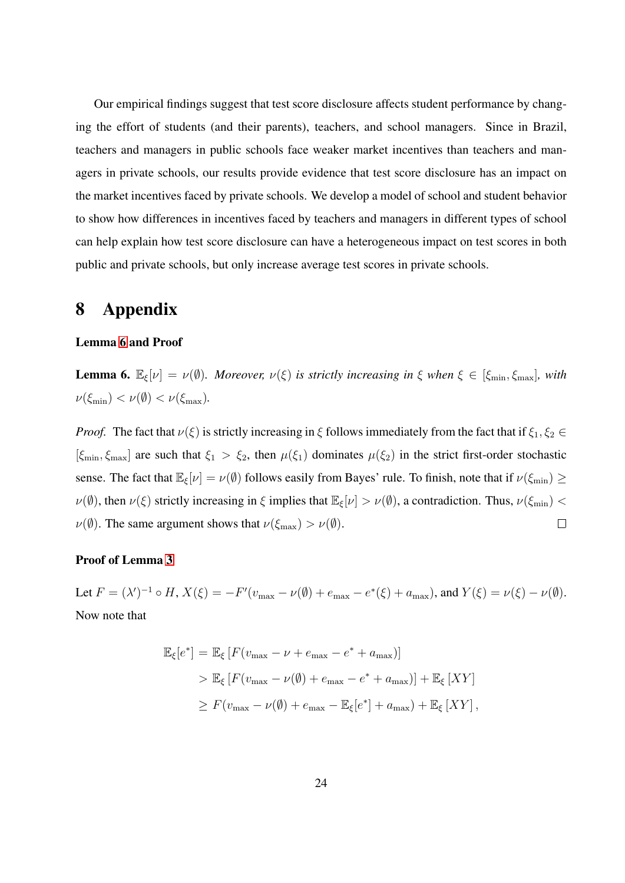Our empirical findings suggest that test score disclosure affects student performance by changing the effort of students (and their parents), teachers, and school managers. Since in Brazil, teachers and managers in public schools face weaker market incentives than teachers and managers in private schools, our results provide evidence that test score disclosure has an impact on the market incentives faced by private schools. We develop a model of school and student behavior to show how differences in incentives faced by teachers and managers in different types of school can help explain how test score disclosure can have a heterogeneous impact on test scores in both public and private schools, but only increase average test scores in private schools.

# 8 Appendix

**Lemma 6 and Proof**

**Lemma 6.** $\mathbb{E}_\xi[\nu] = \nu(\emptyset)$. *Moreover,* $\nu(\xi)$ *is strictly increasing in* $\xi$ *when* $\xi \in [\xi_{\min}, \xi_{\max}]$, *with* $\nu(\xi_{\min}) < \nu(\emptyset) < \nu(\xi_{\max})$.

*Proof.* The fact that $\nu(\xi)$ is strictly increasing in $\xi$ follows immediately from the fact that if $\xi_1, \xi_2 \in [\xi_{\min}, \xi_{\max}]$ are such that $\xi_1 > \xi_2$, then $\mu(\xi_1)$ dominates $\mu(\xi_2)$ in the strict first-order stochastic sense. The fact that $\mathbb{E}_\xi[\nu] = \nu(\emptyset)$ follows easily from Bayes' rule. To finish, note that if $\nu(\xi_{\min}) \geq \nu(\emptyset)$, then $\nu(\xi)$ strictly increasing in $\xi$ implies that $\mathbb{E}_\xi[\nu] > \nu(\emptyset)$, a contradiction. Thus, $\nu(\xi_{\min}) < \nu(\emptyset)$. The same argument shows that $\nu(\xi_{\max}) > \nu(\emptyset)$. $\square$

**Proof of Lemma 3**

Let $F = (\lambda')^{-1} \circ H$, $X(\xi) = -F'(v_{\max} - \nu(\emptyset) + e_{\max} - e^*(\xi) + a_{\max})$, and $Y(\xi) = \nu(\xi) - \nu(\emptyset)$. Now note that

$$
\begin{aligned}
\mathbb{E}_\xi[e^*] &= \mathbb{E}_\xi\left[F(v_{\max} - \nu + e_{\max} - e^* + a_{\max})\right] \\
&> \mathbb{E}_\xi\left[F(v_{\max} - \nu(\emptyset) + e_{\max} - e^* + a_{\max})\right] + \mathbb{E}_\xi\left[XY\right] \\
&\geq F(v_{\max} - \nu(\emptyset) + e_{\max} - \mathbb{E}_\xi[e^*] + a_{\max}) + \mathbb{E}_\xi\left[XY\right],
\end{aligned}
$$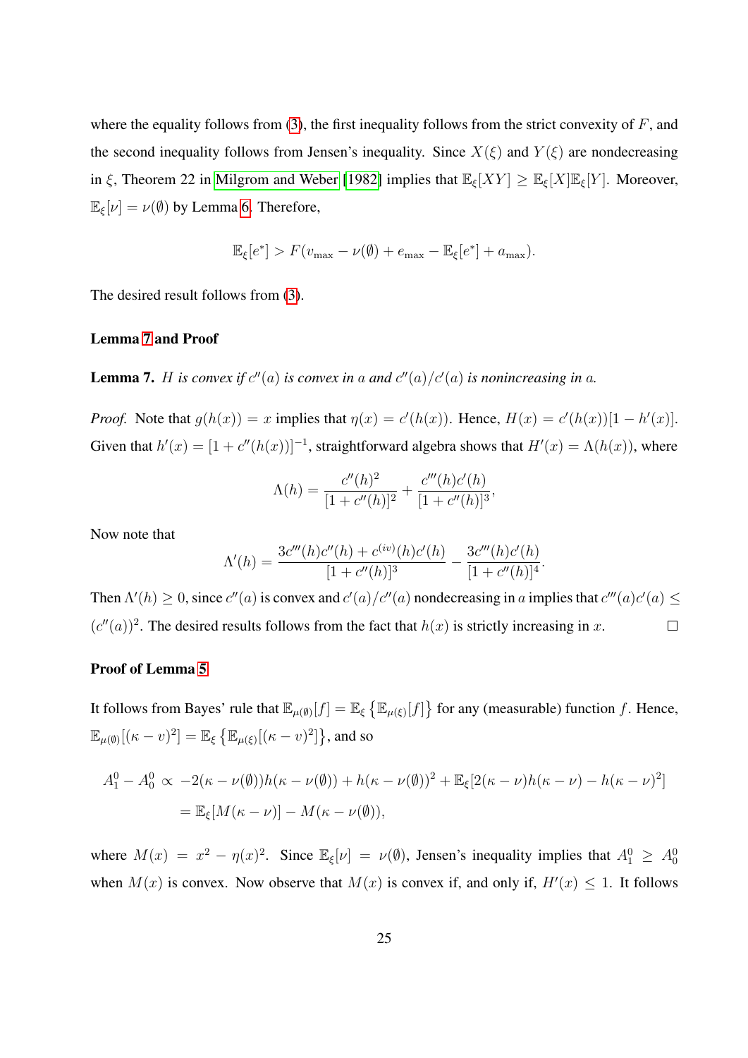where the equality follows from (3), the first inequality follows from the strict convexity of $F$, and the second inequality follows from Jensen's inequality. Since $X(\xi)$ and $Y(\xi)$ are nondecreasing in $\xi$, Theorem 22 in Milgrom and Weber [1982] implies that $\mathbb{E}_\xi[XY] \geq \mathbb{E}_\xi[X]\mathbb{E}_\xi[Y]$. Moreover, $\mathbb{E}_\xi[\nu] = \nu(\emptyset)$ by Lemma 6. Therefore,

$$\mathbb{E}_\xi[e^*] > F(v_{\max} - \nu(\emptyset) + e_{\max} - \mathbb{E}_\xi[e^*] + a_{\max}).$$

The desired result follows from (3).

**Lemma 7 and Proof**

**Lemma 7.** *$H$ is convex if $c''(a)$ is convex in $a$ and $c''(a)/c'(a)$ is nonincreasing in $a$.*

*Proof.* Note that $g(h(x)) = x$ implies that $\eta(x) = c'(h(x))$. Hence, $H(x) = c'(h(x))[1 - h'(x)]$. Given that $h'(x) = [1 + c''(h(x))]^{-1}$, straightforward algebra shows that $H'(x) = \Lambda(h(x))$, where

$$\Lambda(h) = \frac{c''(h)^2}{[1 + c''(h)]^2} + \frac{c'''(h)c'(h)}{[1 + c''(h)]^3},$$

Now note that

$$\Lambda'(h) = \frac{3c'''(h)c''(h) + c^{(iv)}(h)c'(h)}{[1 + c''(h)]^3} - \frac{3c'''(h)c'(h)}{[1 + c''(h)]^4}.$$

Then $\Lambda'(h) \geq 0$, since $c''(a)$ is convex and $c'(a)/c''(a)$ nondecreasing in $a$ implies that $c'''(a)c'(a) \leq (c''(a))^2$. The desired results follows from the fact that $h(x)$ is strictly increasing in $x$. $\square$

**Proof of Lemma 5**

It follows from Bayes' rule that $\mathbb{E}_{\mu(\emptyset)}[f] = \mathbb{E}_\xi\left\{\mathbb{E}_{\mu(\xi)}[f]\right\}$ for any (measurable) function $f$. Hence, $\mathbb{E}_{\mu(\emptyset)}[(\kappa - v)^2] = \mathbb{E}_\xi\left\{\mathbb{E}_{\mu(\xi)}[(\kappa - v)^2]\right\}$, and so

$$\begin{aligned}
A_1^0 - A_0^0 &\propto -2(\kappa - \nu(\emptyset))h(\kappa - \nu(\emptyset)) + h(\kappa - \nu(\emptyset))^2 + \mathbb{E}_\xi[2(\kappa - \nu)h(\kappa - \nu) - h(\kappa - \nu)^2] \\
&= \mathbb{E}_\xi[M(\kappa - \nu)] - M(\kappa - \nu(\emptyset)),
\end{aligned}$$

where $M(x) = x^2 - \eta(x)^2$. Since $\mathbb{E}_\xi[\nu] = \nu(\emptyset)$, Jensen's inequality implies that $A_1^0 \geq A_0^0$ when $M(x)$ is convex. Now observe that $M(x)$ is convex if, and only if, $H'(x) \leq 1$. It follows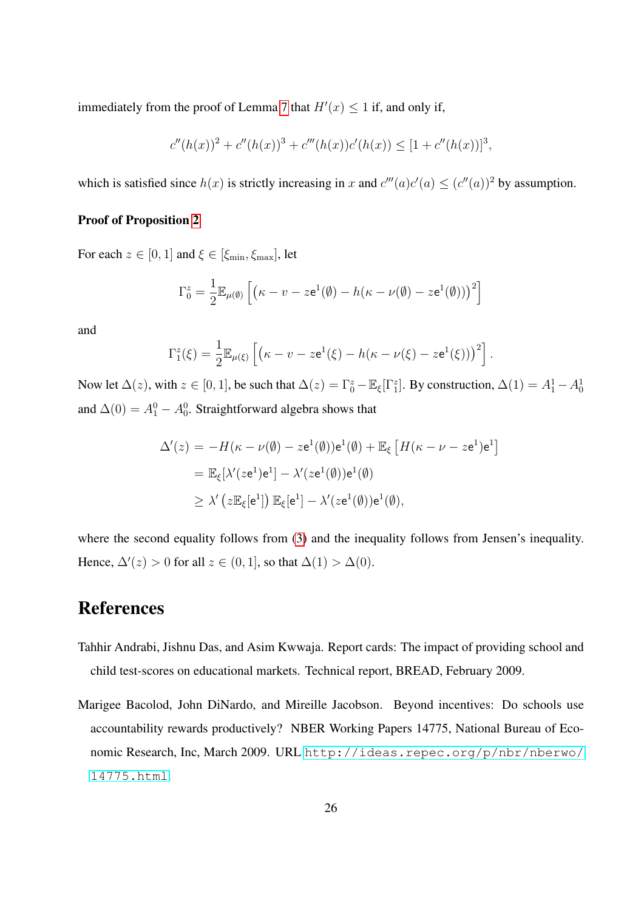immediately from the proof of Lemma 7 that $H'(x) \leq 1$ if, and only if,

$$c''(h(x))^2 + c''(h(x))^3 + c'''(h(x))c'(h(x)) \leq [1 + c''(h(x))]^3,$$

which is satisfied since $h(x)$ is strictly increasing in $x$ and $c'''(a)c'(a) \leq (c''(a))^2$ by assumption.

**Proof of Proposition 2**

For each $z \in [0, 1]$ and $\xi \in [\xi_{\min}, \xi_{\max}]$, let

$$\Gamma_0^z = \frac{1}{2}\mathbb{E}_{\mu(\emptyset)}\left[\left(\kappa - v - z\mathsf{e}^1(\emptyset) - h(\kappa - \nu(\emptyset) - z\mathsf{e}^1(\emptyset))\right)^2\right]$$

and

$$\Gamma_1^z(\xi) = \frac{1}{2}\mathbb{E}_{\mu(\xi)}\left[\left(\kappa - v - z\mathsf{e}^1(\xi) - h(\kappa - \nu(\xi) - z\mathsf{e}^1(\xi))\right)^2\right].$$

Now let $\Delta(z)$, with $z \in [0, 1]$, be such that $\Delta(z) = \Gamma_0^z - \mathbb{E}_\xi[\Gamma_1^z]$. By construction, $\Delta(1) = A_1^1 - A_0^1$ and $\Delta(0) = A_1^0 - A_0^0$. Straightforward algebra shows that

$$\begin{aligned}
\Delta'(z) &= -H(\kappa - \nu(\emptyset) - z\mathsf{e}^1(\emptyset))\mathsf{e}^1(\emptyset) + \mathbb{E}_\xi\left[H(\kappa - \nu - z\mathsf{e}^1)\mathsf{e}^1\right] \\
&= \mathbb{E}_\xi[\lambda'(z\mathsf{e}^1)\mathsf{e}^1] - \lambda'(z\mathsf{e}^1(\emptyset))\mathsf{e}^1(\emptyset) \\
&\geq \lambda'\left(z\mathbb{E}_\xi[\mathsf{e}^1]\right)\mathbb{E}_\xi[\mathsf{e}^1] - \lambda'(z\mathsf{e}^1(\emptyset))\mathsf{e}^1(\emptyset),
\end{aligned}$$

where the second equality follows from (3) and the inequality follows from Jensen's inequality. Hence, $\Delta'(z) > 0$ for all $z \in (0, 1]$, so that $\Delta(1) > \Delta(0)$.

# References

Tahhir Andrabi, Jishnu Das, and Asim Kwwaja. Report cards: The impact of providing school and child test-scores on educational markets. Technical report, BREAD, February 2009.

Marigee Bacolod, John DiNardo, and Mireille Jacobson. Beyond incentives: Do schools use accountability rewards productively? NBER Working Papers 14775, National Bureau of Economic Research, Inc, March 2009. URL http://ideas.repec.org/p/nbr/nberwo/14775.html.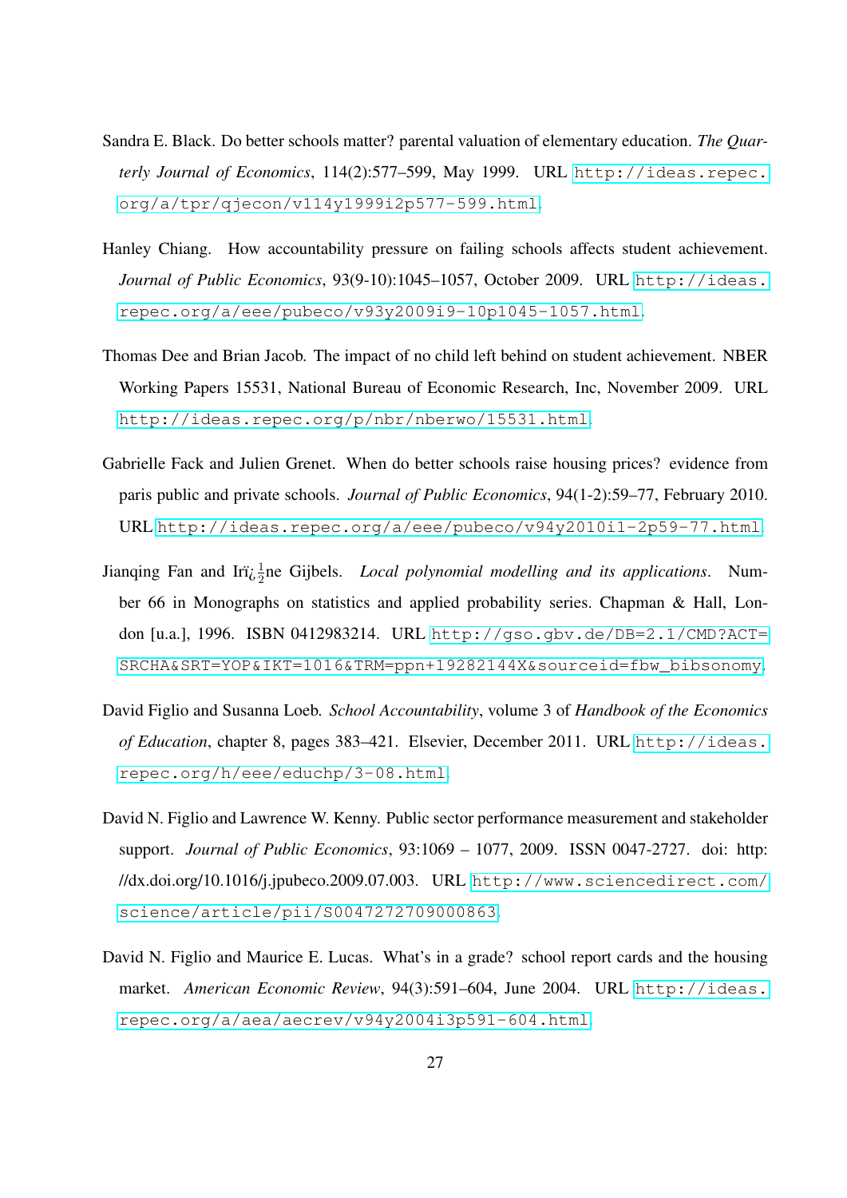Sandra E. Black. Do better schools matter? parental valuation of elementary education. *The Quarterly Journal of Economics*, 114(2):577–599, May 1999. URL http://ideas.repec.org/a/tpr/qjecon/v114y1999i2p577-599.html.

Hanley Chiang. How accountability pressure on failing schools affects student achievement. *Journal of Public Economics*, 93(9-10):1045–1057, October 2009. URL http://ideas.repec.org/a/eee/pubeco/v93y2009i9-10p1045-1057.html.

Thomas Dee and Brian Jacob. The impact of no child left behind on student achievement. NBER Working Papers 15531, National Bureau of Economic Research, Inc, November 2009. URL http://ideas.repec.org/p/nbr/nberwo/15531.html.

Gabrielle Fack and Julien Grenet. When do better schools raise housing prices? evidence from paris public and private schools. *Journal of Public Economics*, 94(1-2):59–77, February 2010. URL http://ideas.repec.org/a/eee/pubeco/v94y2010i1-2p59-77.html.

Jianqing Fan and Irï¿½ne Gijbels. *Local polynomial modelling and its applications*. Number 66 in Monographs on statistics and applied probability series. Chapman & Hall, London [u.a.], 1996. ISBN 0412983214. URL http://gso.gbv.de/DB=2.1/CMD?ACT=SRCHA&SRT=YOP&IKT=1016&TRM=ppn+19282144X&sourceid=fbw_bibsonomy.

David Figlio and Susanna Loeb. *School Accountability*, volume 3 of *Handbook of the Economics of Education*, chapter 8, pages 383–421. Elsevier, December 2011. URL http://ideas.repec.org/h/eee/educhp/3-08.html.

David N. Figlio and Lawrence W. Kenny. Public sector performance measurement and stakeholder support. *Journal of Public Economics*, 93:1069 – 1077, 2009. ISSN 0047-2727. doi: http://dx.doi.org/10.1016/j.jpubeco.2009.07.003. URL http://www.sciencedirect.com/science/article/pii/S0047272709000863.

David N. Figlio and Maurice E. Lucas. What's in a grade? school report cards and the housing market. *American Economic Review*, 94(3):591–604, June 2004. URL http://ideas.repec.org/a/aea/aecrev/v94y2004i3p591-604.html.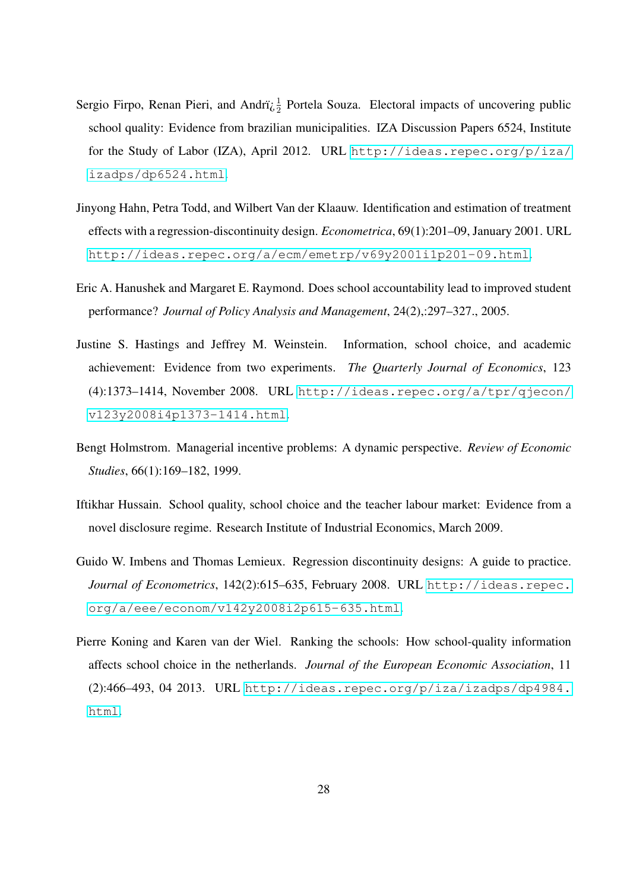Sergio Firpo, Renan Pieri, and Andrï¿½ Portela Souza. Electoral impacts of uncovering public school quality: Evidence from brazilian municipalities. IZA Discussion Papers 6524, Institute for the Study of Labor (IZA), April 2012. URL http://ideas.repec.org/p/iza/izadps/dp6524.html.

Jinyong Hahn, Petra Todd, and Wilbert Van der Klaauw. Identification and estimation of treatment effects with a regression-discontinuity design. *Econometrica*, 69(1):201–09, January 2001. URL http://ideas.repec.org/a/ecm/emetrp/v69y2001i1p201-09.html.

Eric A. Hanushek and Margaret E. Raymond. Does school accountability lead to improved student performance? *Journal of Policy Analysis and Management*, 24(2),:297–327., 2005.

Justine S. Hastings and Jeffrey M. Weinstein. Information, school choice, and academic achievement: Evidence from two experiments. *The Quarterly Journal of Economics*, 123 (4):1373–1414, November 2008. URL http://ideas.repec.org/a/tpr/qjecon/v123y2008i4p1373-1414.html.

Bengt Holmstrom. Managerial incentive problems: A dynamic perspective. *Review of Economic Studies*, 66(1):169–182, 1999.

Iftikhar Hussain. School quality, school choice and the teacher labour market: Evidence from a novel disclosure regime. Research Institute of Industrial Economics, March 2009.

Guido W. Imbens and Thomas Lemieux. Regression discontinuity designs: A guide to practice. *Journal of Econometrics*, 142(2):615–635, February 2008. URL http://ideas.repec.org/a/eee/econom/v142y2008i2p615-635.html.

Pierre Koning and Karen van der Wiel. Ranking the schools: How school-quality information affects school choice in the netherlands. *Journal of the European Economic Association*, 11 (2):466–493, 04 2013. URL http://ideas.repec.org/p/iza/izadps/dp4984.html.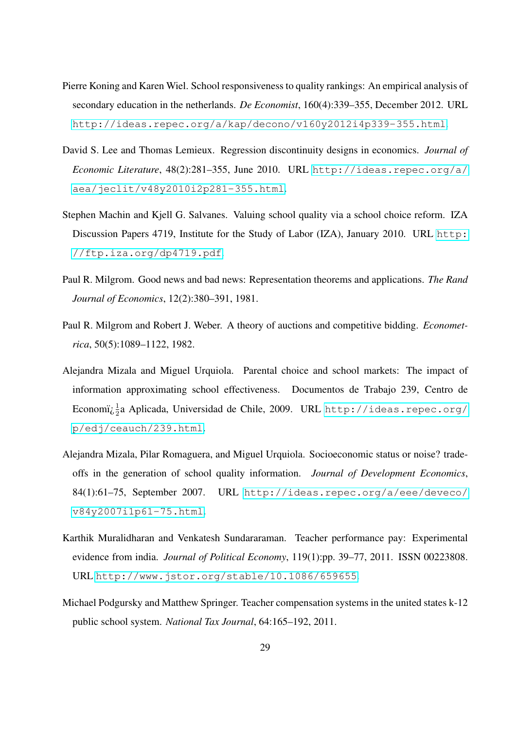Pierre Koning and Karen Wiel. School responsiveness to quality rankings: An empirical analysis of secondary education in the netherlands. *De Economist*, 160(4):339–355, December 2012. URL http://ideas.repec.org/a/kap/decono/v160y2012i4p339-355.html.

David S. Lee and Thomas Lemieux. Regression discontinuity designs in economics. *Journal of Economic Literature*, 48(2):281–355, June 2010. URL http://ideas.repec.org/a/aea/jeclit/v48y2010i2p281-355.html.

Stephen Machin and Kjell G. Salvanes. Valuing school quality via a school choice reform. IZA Discussion Papers 4719, Institute for the Study of Labor (IZA), January 2010. URL http://ftp.iza.org/dp4719.pdf.

Paul R. Milgrom. Good news and bad news: Representation theorems and applications. *The Rand Journal of Economics*, 12(2):380–391, 1981.

Paul R. Milgrom and Robert J. Weber. A theory of auctions and competitive bidding. *Econometrica*, 50(5):1089–1122, 1982.

Alejandra Mizala and Miguel Urquiola. Parental choice and school markets: The impact of information approximating school effectiveness. Documentos de Trabajo 239, Centro de Economï¿½a Aplicada, Universidad de Chile, 2009. URL http://ideas.repec.org/p/edj/ceauch/239.html.

Alejandra Mizala, Pilar Romaguera, and Miguel Urquiola. Socioeconomic status or noise? trade-offs in the generation of school quality information. *Journal of Development Economics*, 84(1):61–75, September 2007. URL http://ideas.repec.org/a/eee/deveco/v84y2007i1p61-75.html.

Karthik Muralidharan and Venkatesh Sundararaman. Teacher performance pay: Experimental evidence from india. *Journal of Political Economy*, 119(1):pp. 39–77, 2011. ISSN 00223808. URL http://www.jstor.org/stable/10.1086/659655.

Michael Podgursky and Matthew Springer. Teacher compensation systems in the united states k-12 public school system. *National Tax Journal*, 64:165–192, 2011.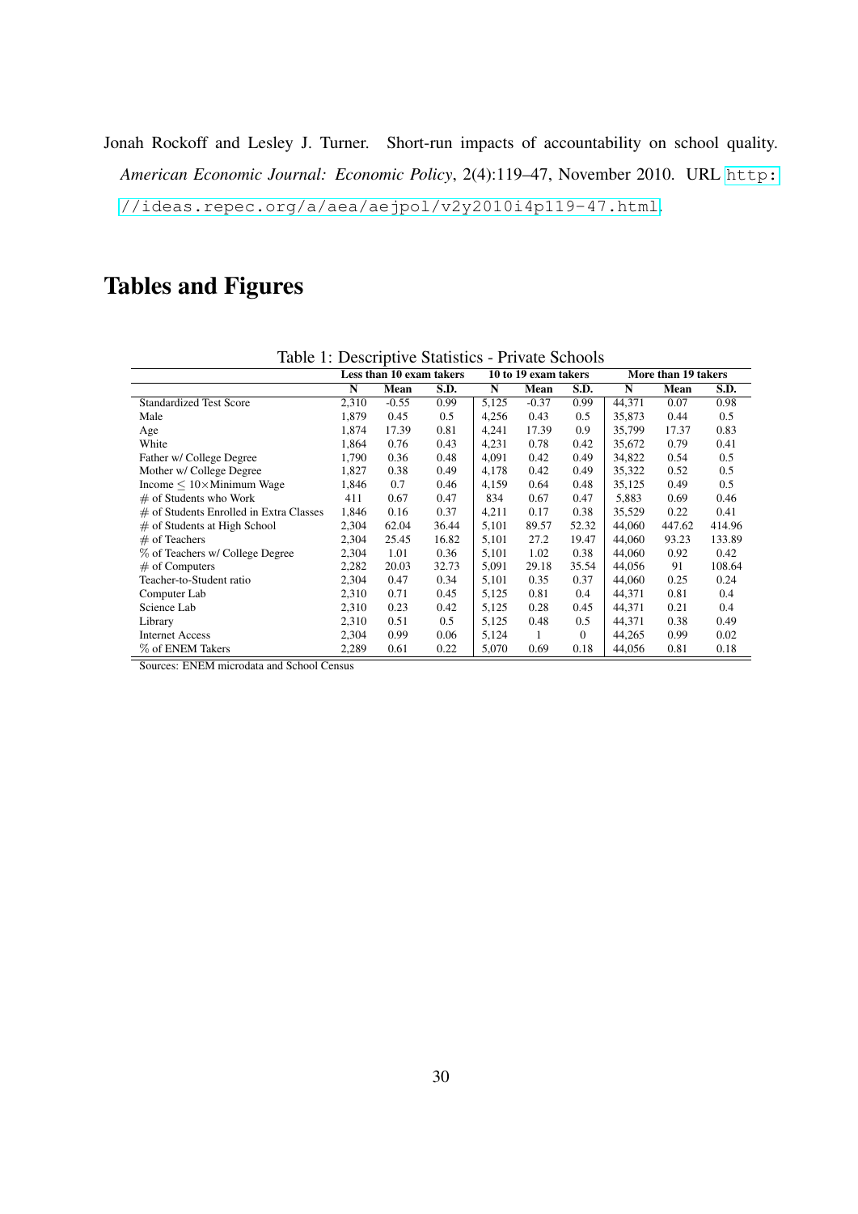Jonah Rockoff and Lesley J. Turner. Short-run impacts of accountability on school quality. *American Economic Journal: Economic Policy*, 2(4):119–47, November 2010. URL http://ideas.repec.org/a/aea/aejpol/v2y2010i4p119-47.html.

# Tables and Figures

Table 1: Descriptive Statistics - Private Schools

| | Less than 10 exam takers | | | 10 to 19 exam takers | | | More than 19 takers | | |
|---|---|---|---|---|---|---|---|---|---|
| | **N** | **Mean** | **S.D.** | **N** | **Mean** | **S.D.** | **N** | **Mean** | **S.D.** |
| Standardized Test Score | 2,310 | -0.55 | 0.99 | 5,125 | -0.37 | 0.99 | 44,371 | 0.07 | 0.98 |
| Male | 1,879 | 0.45 | 0.5 | 4,256 | 0.43 | 0.5 | 35,873 | 0.44 | 0.5 |
| Age | 1,874 | 17.39 | 0.81 | 4,241 | 17.39 | 0.9 | 35,799 | 17.37 | 0.83 |
| White | 1,864 | 0.76 | 0.43 | 4,231 | 0.78 | 0.42 | 35,672 | 0.79 | 0.41 |
| Father w/ College Degree | 1,790 | 0.36 | 0.48 | 4,091 | 0.42 | 0.49 | 34,822 | 0.54 | 0.5 |
| Mother w/ College Degree | 1,827 | 0.38 | 0.49 | 4,178 | 0.42 | 0.49 | 35,322 | 0.52 | 0.5 |
| Income $\leq$ 10$\times$Minimum Wage | 1,846 | 0.7 | 0.46 | 4,159 | 0.64 | 0.48 | 35,125 | 0.49 | 0.5 |
| # of Students who Work | 411 | 0.67 | 0.47 | 834 | 0.67 | 0.47 | 5,883 | 0.69 | 0.46 |
| # of Students Enrolled in Extra Classes | 1,846 | 0.16 | 0.37 | 4,211 | 0.17 | 0.38 | 35,529 | 0.22 | 0.41 |
| # of Students at High School | 2,304 | 62.04 | 36.44 | 5,101 | 89.57 | 52.32 | 44,060 | 447.62 | 414.96 |
| # of Teachers | 2,304 | 25.45 | 16.82 | 5,101 | 27.2 | 19.47 | 44,060 | 93.23 | 133.89 |
| % of Teachers w/ College Degree | 2,304 | 1.01 | 0.36 | 5,101 | 1.02 | 0.38 | 44,060 | 0.92 | 0.42 |
| # of Computers | 2,282 | 20.03 | 32.73 | 5,091 | 29.18 | 35.54 | 44,056 | 91 | 108.64 |
| Teacher-to-Student ratio | 2,304 | 0.47 | 0.34 | 5,101 | 0.35 | 0.37 | 44,060 | 0.25 | 0.24 |
| Computer Lab | 2,310 | 0.71 | 0.45 | 5,125 | 0.81 | 0.4 | 44,371 | 0.81 | 0.4 |
| Science Lab | 2,310 | 0.23 | 0.42 | 5,125 | 0.28 | 0.45 | 44,371 | 0.21 | 0.4 |
| Library | 2,310 | 0.51 | 0.5 | 5,125 | 0.48 | 0.5 | 44,371 | 0.38 | 0.49 |
| Internet Access | 2,304 | 0.99 | 0.06 | 5,124 | 1 | 0 | 44,265 | 0.99 | 0.02 |
| % of ENEM Takers | 2,289 | 0.61 | 0.22 | 5,070 | 0.69 | 0.18 | 44,056 | 0.81 | 0.18 |

Sources: ENEM microdata and School Census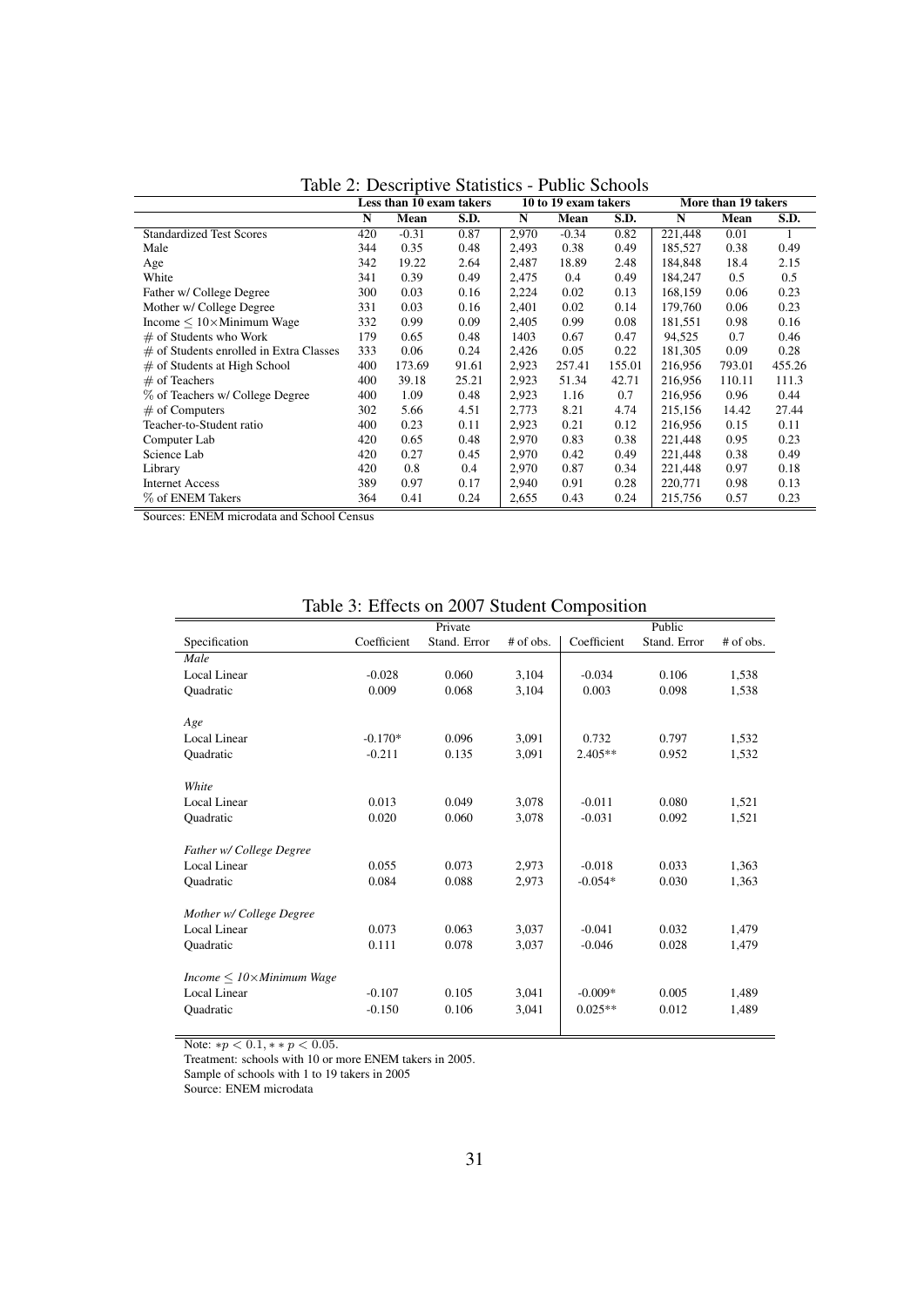Table 2: Descriptive Statistics - Public Schools

| | Less than 10 exam takers | | | 10 to 19 exam takers | | | More than 19 takers | | |
|---|---|---|---|---|---|---|---|---|---|
| | N | Mean | S.D. | N | Mean | S.D. | N | Mean | S.D. |
| Standardized Test Scores | 420 | -0.31 | 0.87 | 2,970 | -0.34 | 0.82 | 221,448 | 0.01 | 1 |
| Male | 344 | 0.35 | 0.48 | 2,493 | 0.38 | 0.49 | 185,527 | 0.38 | 0.49 |
| Age | 342 | 19.22 | 2.64 | 2,487 | 18.89 | 2.48 | 184,848 | 18.4 | 2.15 |
| White | 341 | 0.39 | 0.49 | 2,475 | 0.4 | 0.49 | 184,247 | 0.5 | 0.5 |
| Father w/ College Degree | 300 | 0.03 | 0.16 | 2,224 | 0.02 | 0.13 | 168,159 | 0.06 | 0.23 |
| Mother w/ College Degree | 331 | 0.03 | 0.16 | 2,401 | 0.02 | 0.14 | 179,760 | 0.06 | 0.23 |
| Income $\leq 10\times$Minimum Wage | 332 | 0.99 | 0.09 | 2,405 | 0.99 | 0.08 | 181,551 | 0.98 | 0.16 |
| # of Students who Work | 179 | 0.65 | 0.48 | 1403 | 0.67 | 0.47 | 94,525 | 0.7 | 0.46 |
| # of Students enrolled in Extra Classes | 333 | 0.06 | 0.24 | 2,426 | 0.05 | 0.22 | 181,305 | 0.09 | 0.28 |
| # of Students at High School | 400 | 173.69 | 91.61 | 2,923 | 257.41 | 155.01 | 216,956 | 793.01 | 455.26 |
| # of Teachers | 400 | 39.18 | 25.21 | 2,923 | 51.34 | 42.71 | 216,956 | 110.11 | 111.3 |
| % of Teachers w/ College Degree | 400 | 1.09 | 0.48 | 2,923 | 1.16 | 0.7 | 216,956 | 0.96 | 0.44 |
| # of Computers | 302 | 5.66 | 4.51 | 2,773 | 8.21 | 4.74 | 215,156 | 14.42 | 27.44 |
| Teacher-to-Student ratio | 400 | 0.23 | 0.11 | 2,923 | 0.21 | 0.12 | 216,956 | 0.15 | 0.11 |
| Computer Lab | 420 | 0.65 | 0.48 | 2,970 | 0.83 | 0.38 | 221,448 | 0.95 | 0.23 |
| Science Lab | 420 | 0.27 | 0.45 | 2,970 | 0.42 | 0.49 | 221,448 | 0.38 | 0.49 |
| Library | 420 | 0.8 | 0.4 | 2,970 | 0.87 | 0.34 | 221,448 | 0.97 | 0.18 |
| Internet Access | 389 | 0.97 | 0.17 | 2,940 | 0.91 | 0.28 | 220,771 | 0.98 | 0.13 |
| % of ENEM Takers | 364 | 0.41 | 0.24 | 2,655 | 0.43 | 0.24 | 215,756 | 0.57 | 0.23 |

Sources: ENEM microdata and School Census

Table 3: Effects on 2007 Student Composition

| | Private | | | Public | | |
|---|---|---|---|---|---|---|
| Specification | Coefficient | Stand. Error | # of obs. | Coefficient | Stand. Error | # of obs. |
| *Male* | | | | | | |
| Local Linear | -0.028 | 0.060 | 3,104 | -0.034 | 0.106 | 1,538 |
| Quadratic | 0.009 | 0.068 | 3,104 | 0.003 | 0.098 | 1,538 |
| *Age* | | | | | | |
| Local Linear | -0.170* | 0.096 | 3,091 | 0.732 | 0.797 | 1,532 |
| Quadratic | -0.211 | 0.135 | 3,091 | 2.405** | 0.952 | 1,532 |
| *White* | | | | | | |
| Local Linear | 0.013 | 0.049 | 3,078 | -0.011 | 0.080 | 1,521 |
| Quadratic | 0.020 | 0.060 | 3,078 | -0.031 | 0.092 | 1,521 |
| *Father w/ College Degree* | | | | | | |
| Local Linear | 0.055 | 0.073 | 2,973 | -0.018 | 0.033 | 1,363 |
| Quadratic | 0.084 | 0.088 | 2,973 | -0.054* | 0.030 | 1,363 |
| *Mother w/ College Degree* | | | | | | |
| Local Linear | 0.073 | 0.063 | 3,037 | -0.041 | 0.032 | 1,479 |
| Quadratic | 0.111 | 0.078 | 3,037 | -0.046 | 0.028 | 1,479 |
| *Income $\leq 10\times$Minimum Wage* | | | | | | |
| Local Linear | -0.107 | 0.105 | 3,041 | -0.009* | 0.005 | 1,489 |
| Quadratic | -0.150 | 0.106 | 3,041 | 0.025** | 0.012 | 1,489 |

Note: $*p < 0.1, **p < 0.05$.

Treatment: schools with 10 or more ENEM takers in 2005.

Sample of schools with 1 to 19 takers in 2005

Source: ENEM microdata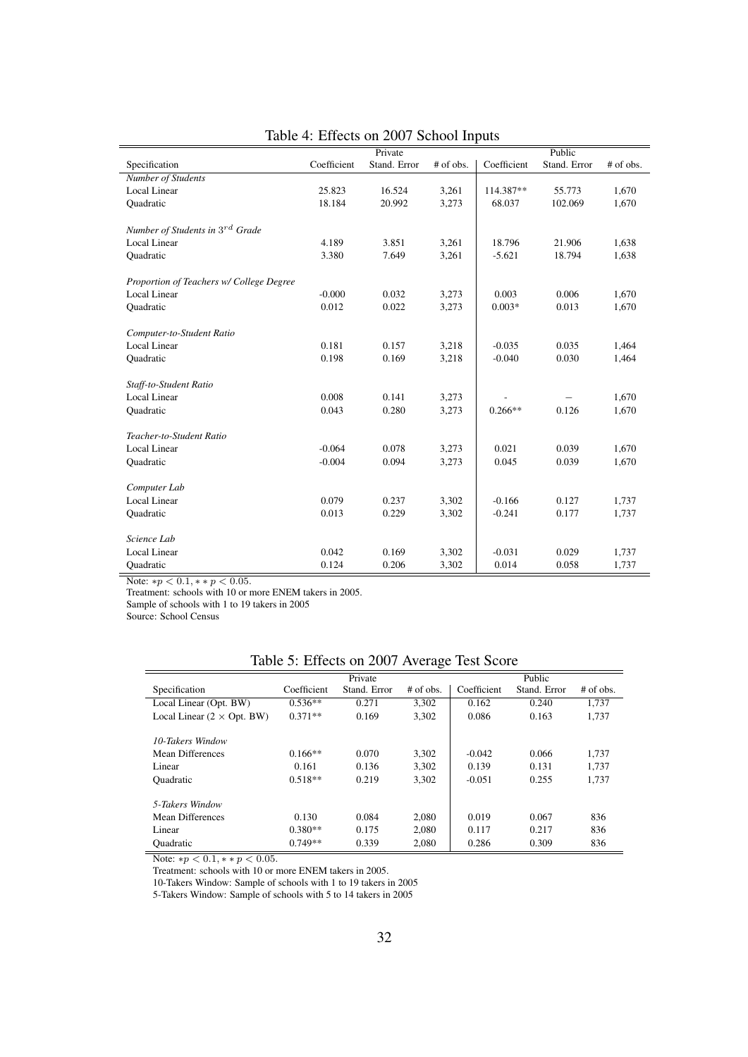Table 4: Effects on 2007 School Inputs

| | Private | | | Public | | |
|---|---|---|---|---|---|---|
| Specification | Coefficient | Stand. Error | # of obs. | Coefficient | Stand. Error | # of obs. |
| *Number of Students* | | | | | | |
| Local Linear | 25.823 | 16.524 | 3,261 | 114.387** | 55.773 | 1,670 |
| Quadratic | 18.184 | 20.992 | 3,273 | 68.037 | 102.069 | 1,670 |
| *Number of Students in $3^{rd}$ Grade* | | | | | | |
| Local Linear | 4.189 | 3.851 | 3,261 | 18.796 | 21.906 | 1,638 |
| Quadratic | 3.380 | 7.649 | 3,261 | -5.621 | 18.794 | 1,638 |
| *Proportion of Teachers w/ College Degree* | | | | | | |
| Local Linear | -0.000 | 0.032 | 3,273 | 0.003 | 0.006 | 1,670 |
| Quadratic | 0.012 | 0.022 | 3,273 | 0.003* | 0.013 | 1,670 |
| *Computer-to-Student Ratio* | | | | | | |
| Local Linear | 0.181 | 0.157 | 3,218 | -0.035 | 0.035 | 1,464 |
| Quadratic | 0.198 | 0.169 | 3,218 | -0.040 | 0.030 | 1,464 |
| *Staff-to-Student Ratio* | | | | | | |
| Local Linear | 0.008 | 0.141 | 3,273 | - | – | 1,670 |
| Quadratic | 0.043 | 0.280 | 3,273 | 0.266** | 0.126 | 1,670 |
| *Teacher-to-Student Ratio* | | | | | | |
| Local Linear | -0.064 | 0.078 | 3,273 | 0.021 | 0.039 | 1,670 |
| Quadratic | -0.004 | 0.094 | 3,273 | 0.045 | 0.039 | 1,670 |
| *Computer Lab* | | | | | | |
| Local Linear | 0.079 | 0.237 | 3,302 | -0.166 | 0.127 | 1,737 |
| Quadratic | 0.013 | 0.229 | 3,302 | -0.241 | 0.177 | 1,737 |
| *Science Lab* | | | | | | |
| Local Linear | 0.042 | 0.169 | 3,302 | -0.031 | 0.029 | 1,737 |
| Quadratic | 0.124 | 0.206 | 3,302 | 0.014 | 0.058 | 1,737 |

Note: $*p < 0.1, **p < 0.05$.

Treatment: schools with 10 or more ENEM takers in 2005.

Sample of schools with 1 to 19 takers in 2005

Source: School Census

Table 5: Effects on 2007 Average Test Score

| | Private | | | Public | | |
|---|---|---|---|---|---|---|
| Specification | Coefficient | Stand. Error | # of obs. | Coefficient | Stand. Error | # of obs. |
| Local Linear (Opt. BW) | 0.536** | 0.271 | 3,302 | 0.162 | 0.240 | 1,737 |
| Local Linear ($2 \times$ Opt. BW) | 0.371** | 0.169 | 3,302 | 0.086 | 0.163 | 1,737 |
| *10-Takers Window* | | | | | | |
| Mean Differences | 0.166** | 0.070 | 3,302 | -0.042 | 0.066 | 1,737 |
| Linear | 0.161 | 0.136 | 3,302 | 0.139 | 0.131 | 1,737 |
| Quadratic | 0.518** | 0.219 | 3,302 | -0.051 | 0.255 | 1,737 |
| *5-Takers Window* | | | | | | |
| Mean Differences | 0.130 | 0.084 | 2,080 | 0.019 | 0.067 | 836 |
| Linear | 0.380** | 0.175 | 2,080 | 0.117 | 0.217 | 836 |
| Quadratic | 0.749** | 0.339 | 2,080 | 0.286 | 0.309 | 836 |

Note: $*p < 0.1, **p < 0.05$.

Treatment: schools with 10 or more ENEM takers in 2005.

10-Takers Window: Sample of schools with 1 to 19 takers in 2005

5-Takers Window: Sample of schools with 5 to 14 takers in 2005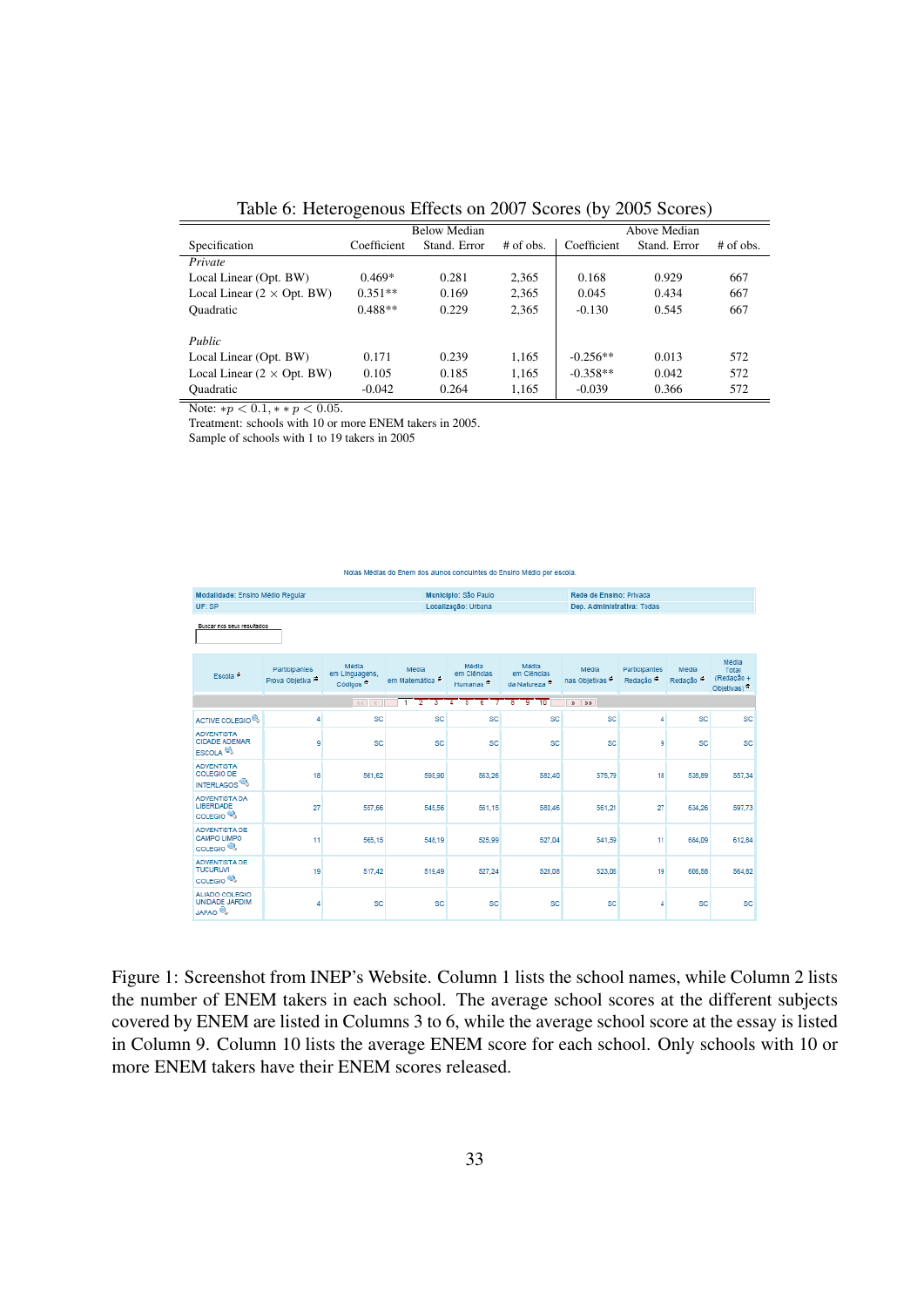Table 6: Heterogenous Effects on 2007 Scores (by 2005 Scores)

| | Below Median | | | Above Median | | |
|---|---|---|---|---|---|---|
| Specification | Coefficient | Stand. Error | # of obs. | Coefficient | Stand. Error | # of obs. |
| *Private* | | | | | | |
| Local Linear (Opt. BW) | 0.469* | 0.281 | 2,365 | 0.168 | 0.929 | 667 |
| Local Linear (2 × Opt. BW) | 0.351** | 0.169 | 2,365 | 0.045 | 0.434 | 667 |
| Quadratic | 0.488** | 0.229 | 2,365 | -0.130 | 0.545 | 667 |
| *Public* | | | | | | |
| Local Linear (Opt. BW) | 0.171 | 0.239 | 1,165 | -0.256** | 0.013 | 572 |
| Local Linear (2 × Opt. BW) | 0.105 | 0.185 | 1,165 | -0.358** | 0.042 | 572 |
| Quadratic | -0.042 | 0.264 | 1,165 | -0.039 | 0.366 | 572 |

Note: $*p < 0.1, **p < 0.05$.
Treatment: schools with 10 or more ENEM takers in 2005.
Sample of schools with 1 to 19 takers in 2005

Figure 1: Screenshot from INEP's Website. Column 1 lists the school names, while Column 2 lists the number of ENEM takers in each school. The average school scores at the different subjects covered by ENEM are listed in Columns 3 to 6, while the average school score at the essay is listed in Column 9. Column 10 lists the average ENEM score for each school. Only schools with 10 or more ENEM takers have their ENEM scores released.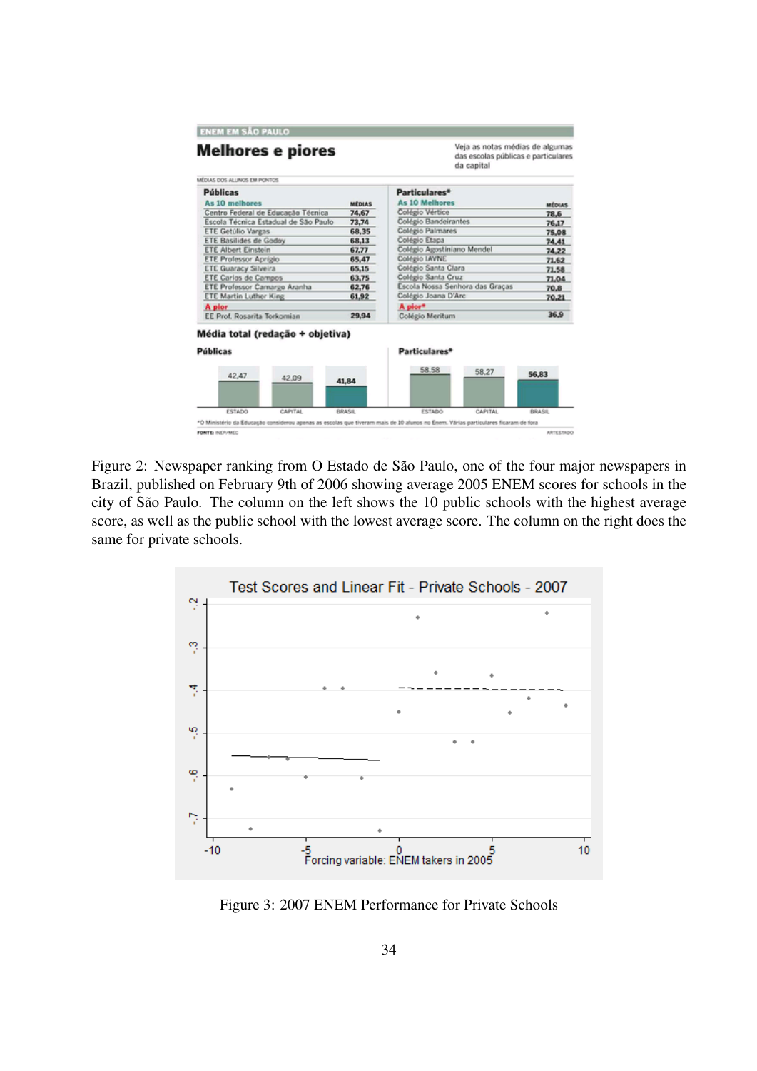## ENEM EM SÃO PAULO

# Melhores e piores

Veja as notas médias de algumas das escolas públicas e particulares da capital

MÉDIAS DOS ALUNOS EM PONTOS

| Públicas – As 10 melhores | Médias | Particulares* – As 10 Melhores | Médias |
|---|---|---|---|
| Centro Federal de Educação Técnica | 74,67 | Colégio Vértice | 78,6 |
| Escola Técnica Estadual de São Paulo | 73,74 | Colégio Bandeirantes | 76,17 |
| ETE Getúlio Vargas | 68,35 | Colégio Palmares | 75,08 |
| ETE Basilides de Godoy | 68,13 | Colégio Etapa | 74,41 |
| ETE Albert Einstein | 67,77 | Colégio Agostiniano Mendel | 74,22 |
| ETE Professor Aprígio | 65,47 | Colégio IAVNE | 71,62 |
| ETE Guaracy Silveira | 65,15 | Colégio Santa Clara | 71,58 |
| ETE Carlos de Campos | 63,75 | Colégio Santa Cruz | 71,04 |
| ETE Professor Camargo Aranha | 62,76 | Escola Nossa Senhora das Graças | 70,8 |
| ETE Martin Luther King | 61,92 | Colégio Joana D'Arc | 70,21 |
| **A pior** | | **A pior*** | |
| EE Prof. Rosarita Torkomian | 29,94 | Colégio Meritum | 36,9 |

**Média total (redação + objetiva)**

| | Estado | Capital | Brasil |
|---|---|---|---|
| Públicas | 42,47 | 42,09 | 41,84 |
| Particulares* | 58,58 | 58,27 | 56,83 |

*O Ministério da Educação considerou apenas as escolas que tiveram mais de 10 alunos no Enem. Várias particulares ficaram de fora

FONTE: INEP/MEC — ARTESTADO

Figure 2: Newspaper ranking from O Estado de São Paulo, one of the four major newspapers in Brazil, published on February 9th of 2006 showing average 2005 ENEM scores for schools in the city of São Paulo. The column on the left shows the 10 public schools with the highest average score, as well as the public school with the lowest average score. The column on the right does the same for private schools.

Figure 3: 2007 ENEM Performance for Private Schools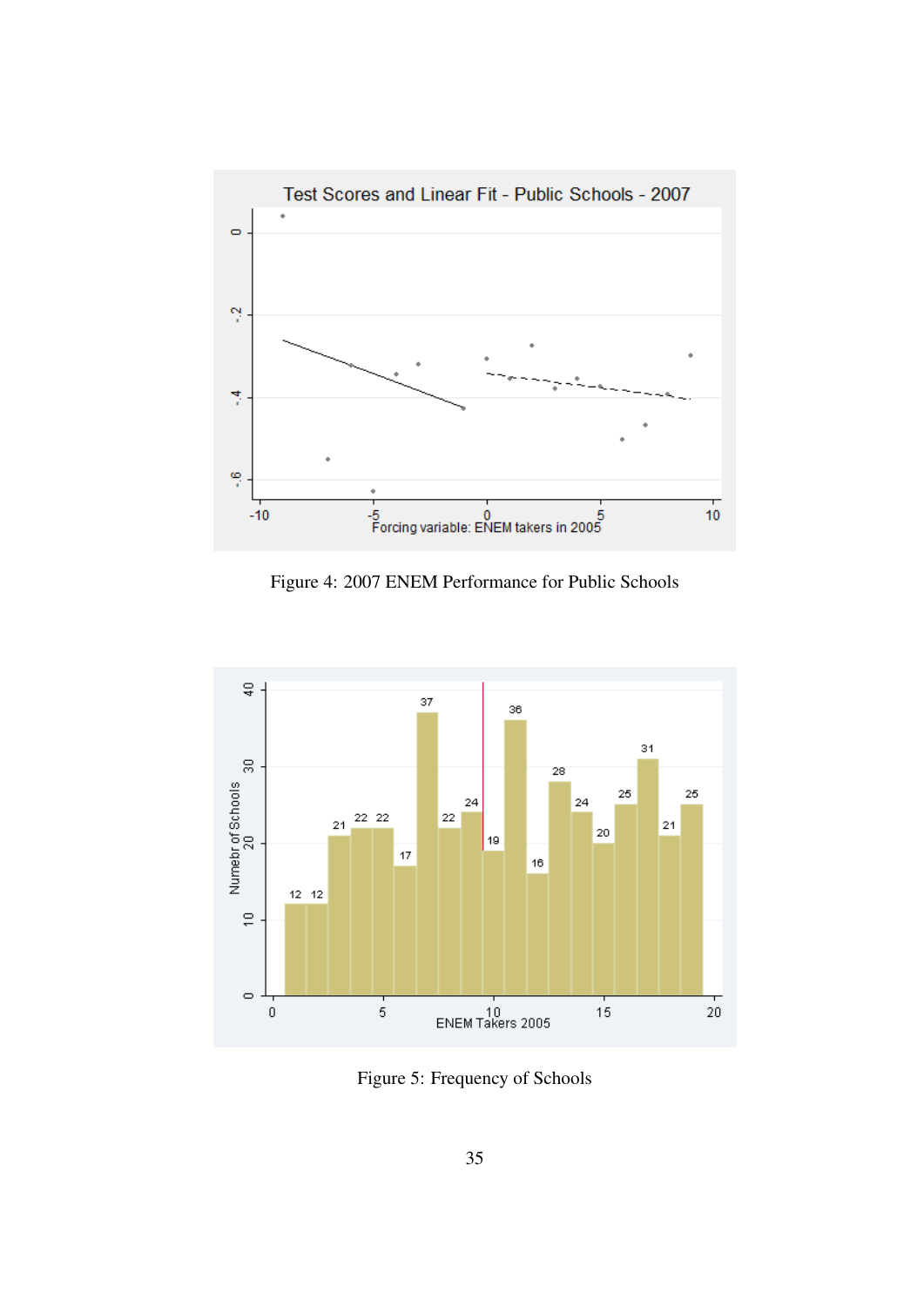Figure 4: 2007 ENEM Performance for Public Schools

Figure 5: Frequency of Schools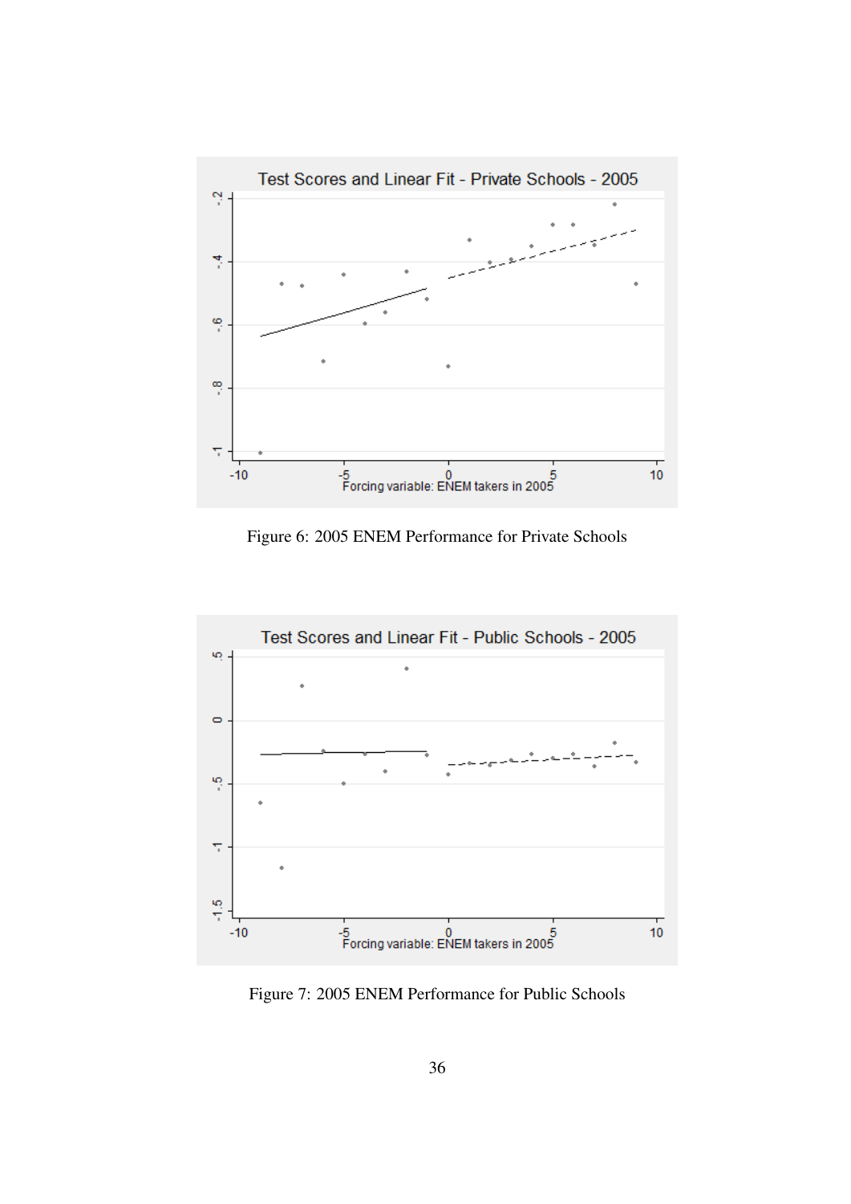Figure 6: 2005 ENEM Performance for Private Schools

Figure 7: 2005 ENEM Performance for Public Schools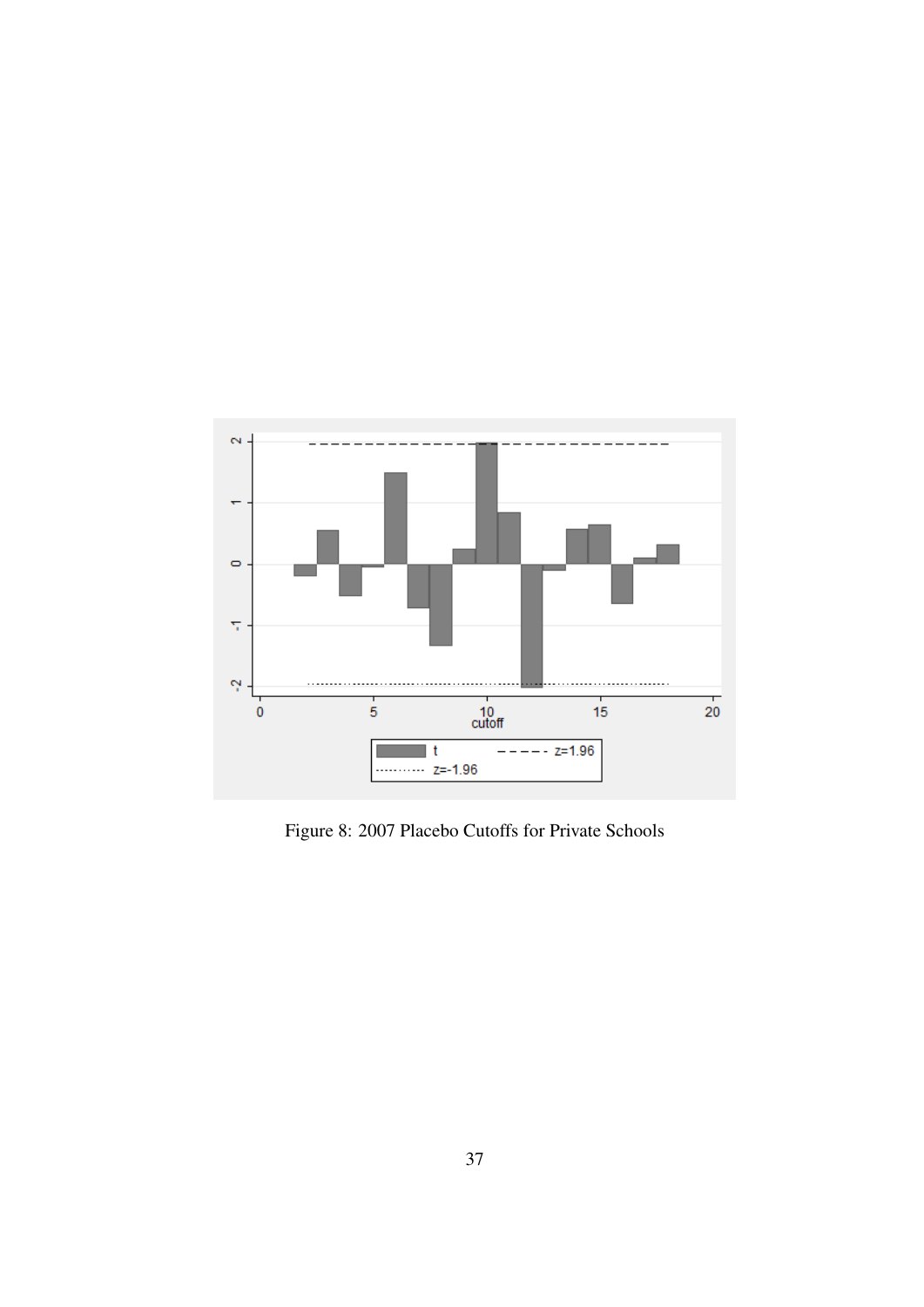2

1

0

-1

-2

0

5

10

15

20

cutoff

t

z=1.96

z=-1.96

Figure 8: 2007 Placebo Cutoffs for Private Schools